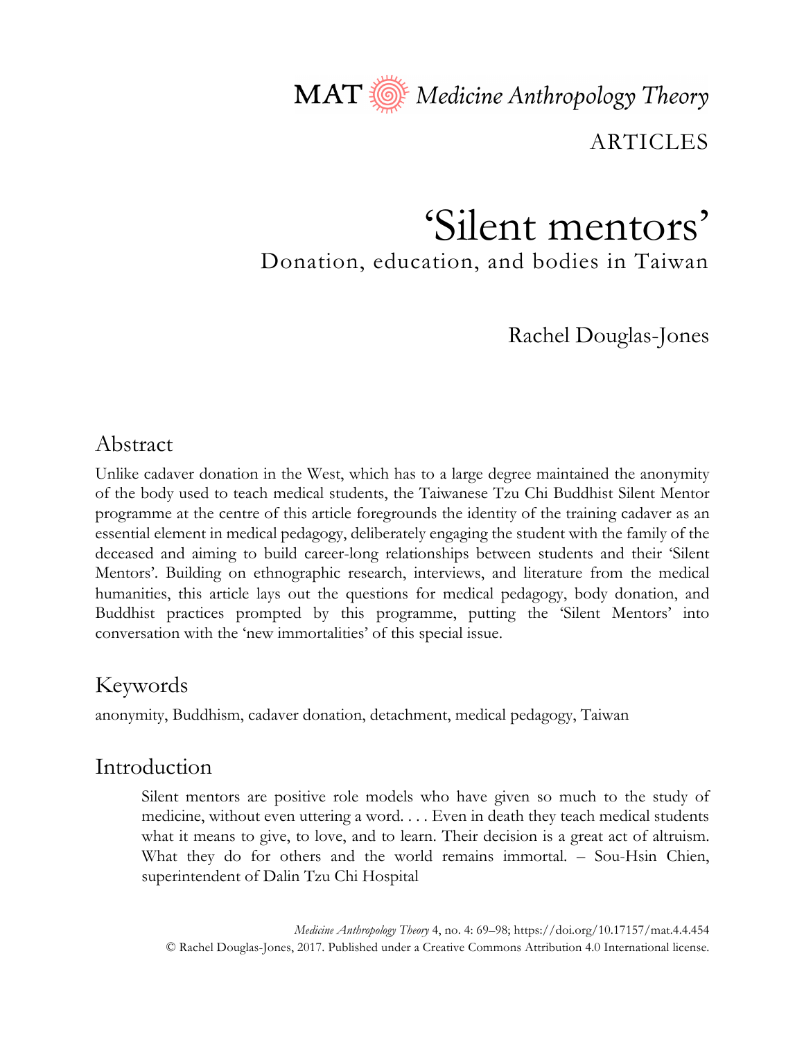MAT Medicine Anthropology Theory

ARTICLES

# 'Silent mentors'

## Donation, education, and bodies in Taiwan

Rachel Douglas-Jones

## Abstract

Unlike cadaver donation in the West, which has to a large degree maintained the anonymity of the body used to teach medical students, the Taiwanese Tzu Chi Buddhist Silent Mentor programme at the centre of this article foregrounds the identity of the training cadaver as an essential element in medical pedagogy, deliberately engaging the student with the family of the deceased and aiming to build career-long relationships between students and their 'Silent Mentors'. Building on ethnographic research, interviews, and literature from the medical humanities, this article lays out the questions for medical pedagogy, body donation, and Buddhist practices prompted by this programme, putting the 'Silent Mentors' into conversation with the 'new immortalities' of this special issue.

## Keywords

anonymity, Buddhism, cadaver donation, detachment, medical pedagogy, Taiwan

## Introduction

> Silent mentors are positive role models who have given so much to the study of medicine, without even uttering a word. . . . Even in death they teach medical students what it means to give, to love, and to learn. Their decision is a great act of altruism. What they do for others and the world remains immortal. – Sou-Hsin Chien, superintendent of Dalin Tzu Chi Hospital

*Medicine Anthropology Theory* 4, no. 4: 69–98; https://doi.org/10.17157/mat.4.4.454
© Rachel Douglas-Jones, 2017. Published under a Creative Commons Attribution 4.0 International license.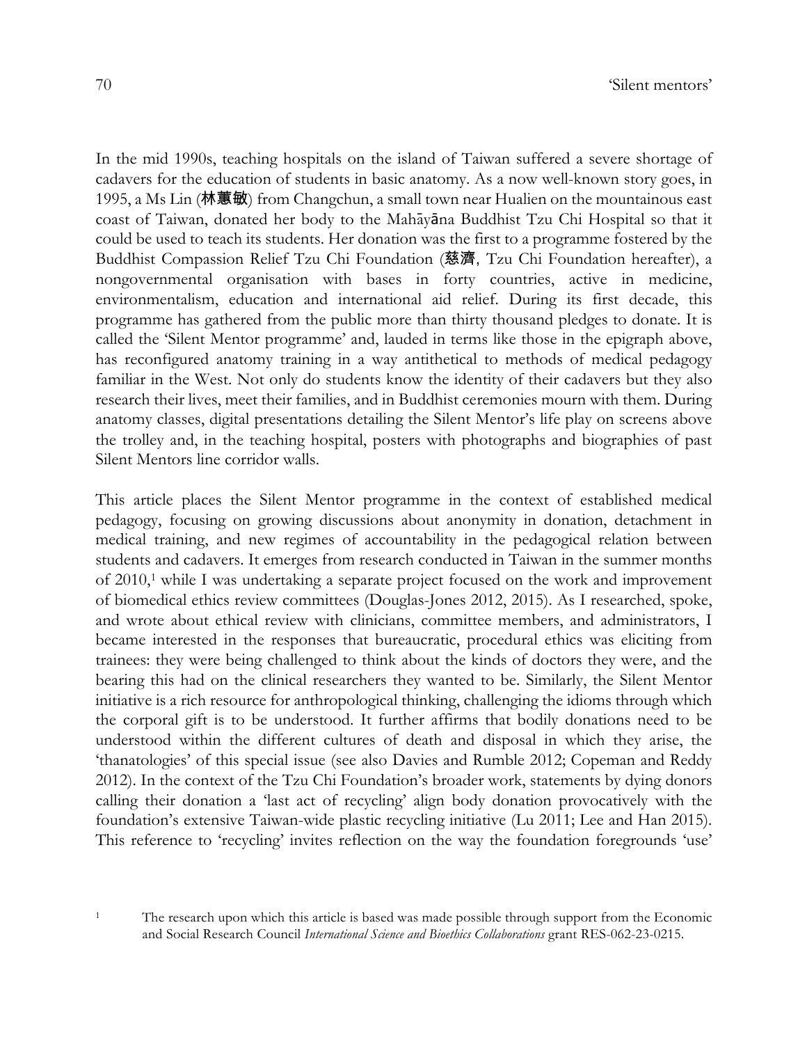In the mid 1990s, teaching hospitals on the island of Taiwan suffered a severe shortage of cadavers for the education of students in basic anatomy. As a now well-known story goes, in 1995, a Ms Lin (林蕙敏) from Changchun, a small town near Hualien on the mountainous east coast of Taiwan, donated her body to the Mahāyāna Buddhist Tzu Chi Hospital so that it could be used to teach its students. Her donation was the first to a programme fostered by the Buddhist Compassion Relief Tzu Chi Foundation (慈濟, Tzu Chi Foundation hereafter), a nongovernmental organisation with bases in forty countries, active in medicine, environmentalism, education and international aid relief. During its first decade, this programme has gathered from the public more than thirty thousand pledges to donate. It is called the 'Silent Mentor programme' and, lauded in terms like those in the epigraph above, has reconfigured anatomy training in a way antithetical to methods of medical pedagogy familiar in the West. Not only do students know the identity of their cadavers but they also research their lives, meet their families, and in Buddhist ceremonies mourn with them. During anatomy classes, digital presentations detailing the Silent Mentor's life play on screens above the trolley and, in the teaching hospital, posters with photographs and biographies of past Silent Mentors line corridor walls.

This article places the Silent Mentor programme in the context of established medical pedagogy, focusing on growing discussions about anonymity in donation, detachment in medical training, and new regimes of accountability in the pedagogical relation between students and cadavers. It emerges from research conducted in Taiwan in the summer months of 2010,[1] while I was undertaking a separate project focused on the work and improvement of biomedical ethics review committees (Douglas-Jones 2012, 2015). As I researched, spoke, and wrote about ethical review with clinicians, committee members, and administrators, I became interested in the responses that bureaucratic, procedural ethics was eliciting from trainees: they were being challenged to think about the kinds of doctors they were, and the bearing this had on the clinical researchers they wanted to be. Similarly, the Silent Mentor initiative is a rich resource for anthropological thinking, challenging the idioms through which the corporal gift is to be understood. It further affirms that bodily donations need to be understood within the different cultures of death and disposal in which they arise, the 'thanatologies' of this special issue (see also Davies and Rumble 2012; Copeman and Reddy 2012). In the context of the Tzu Chi Foundation's broader work, statements by dying donors calling their donation a 'last act of recycling' align body donation provocatively with the foundation's extensive Taiwan-wide plastic recycling initiative (Lu 2011; Lee and Han 2015). This reference to 'recycling' invites reflection on the way the foundation foregrounds 'use'

[1] The research upon which this article is based was made possible through support from the Economic and Social Research Council *International Science and Bioethics Collaborations* grant RES-062-23-0215.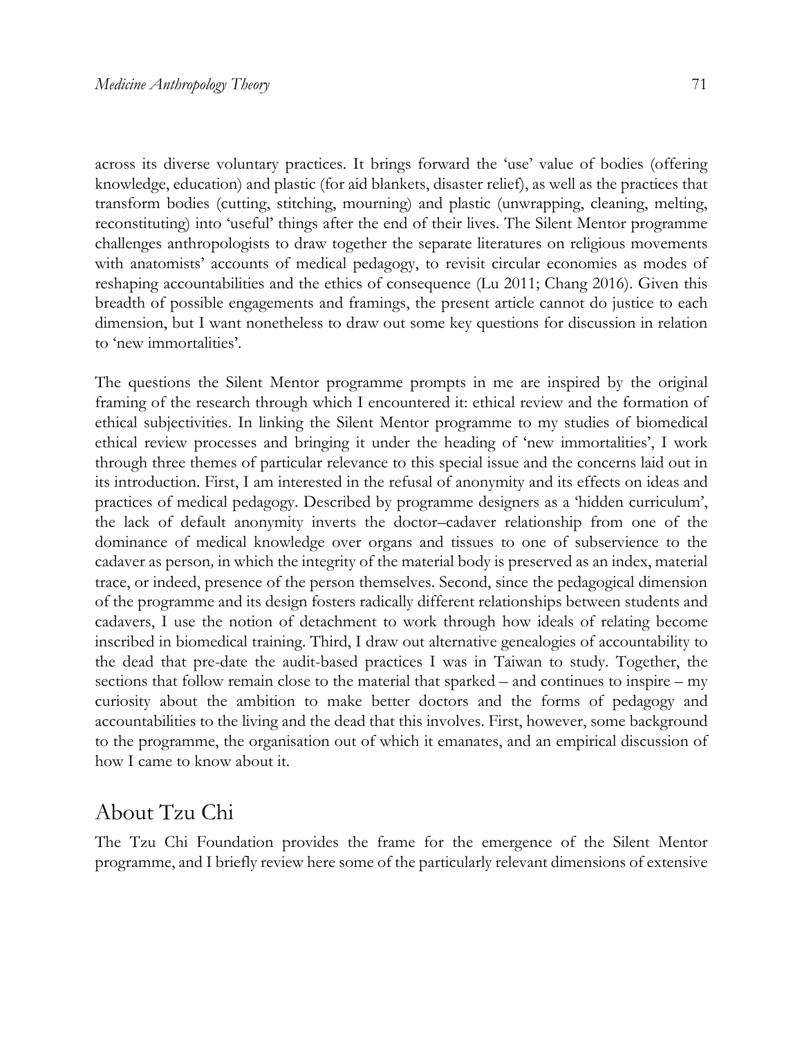across its diverse voluntary practices. It brings forward the 'use' value of bodies (offering knowledge, education) and plastic (for aid blankets, disaster relief), as well as the practices that transform bodies (cutting, stitching, mourning) and plastic (unwrapping, cleaning, melting, reconstituting) into 'useful' things after the end of their lives. The Silent Mentor programme challenges anthropologists to draw together the separate literatures on religious movements with anatomists' accounts of medical pedagogy, to revisit circular economies as modes of reshaping accountabilities and the ethics of consequence (Lu 2011; Chang 2016). Given this breadth of possible engagements and framings, the present article cannot do justice to each dimension, but I want nonetheless to draw out some key questions for discussion in relation to 'new immortalities'.

The questions the Silent Mentor programme prompts in me are inspired by the original framing of the research through which I encountered it: ethical review and the formation of ethical subjectivities. In linking the Silent Mentor programme to my studies of biomedical ethical review processes and bringing it under the heading of 'new immortalities', I work through three themes of particular relevance to this special issue and the concerns laid out in its introduction. First, I am interested in the refusal of anonymity and its effects on ideas and practices of medical pedagogy. Described by programme designers as a 'hidden curriculum', the lack of default anonymity inverts the doctor–cadaver relationship from one of the dominance of medical knowledge over organs and tissues to one of subservience to the cadaver as person*,* in which the integrity of the material body is preserved as an index, material trace, or indeed, presence of the person themselves. Second, since the pedagogical dimension of the programme and its design fosters radically different relationships between students and cadavers, I use the notion of detachment to work through how ideals of relating become inscribed in biomedical training. Third, I draw out alternative genealogies of accountability to the dead that pre-date the audit-based practices I was in Taiwan to study. Together, the sections that follow remain close to the material that sparked – and continues to inspire – my curiosity about the ambition to make better doctors and the forms of pedagogy and accountabilities to the living and the dead that this involves. First, however, some background to the programme, the organisation out of which it emanates, and an empirical discussion of how I came to know about it.

## About Tzu Chi

The Tzu Chi Foundation provides the frame for the emergence of the Silent Mentor programme, and I briefly review here some of the particularly relevant dimensions of extensive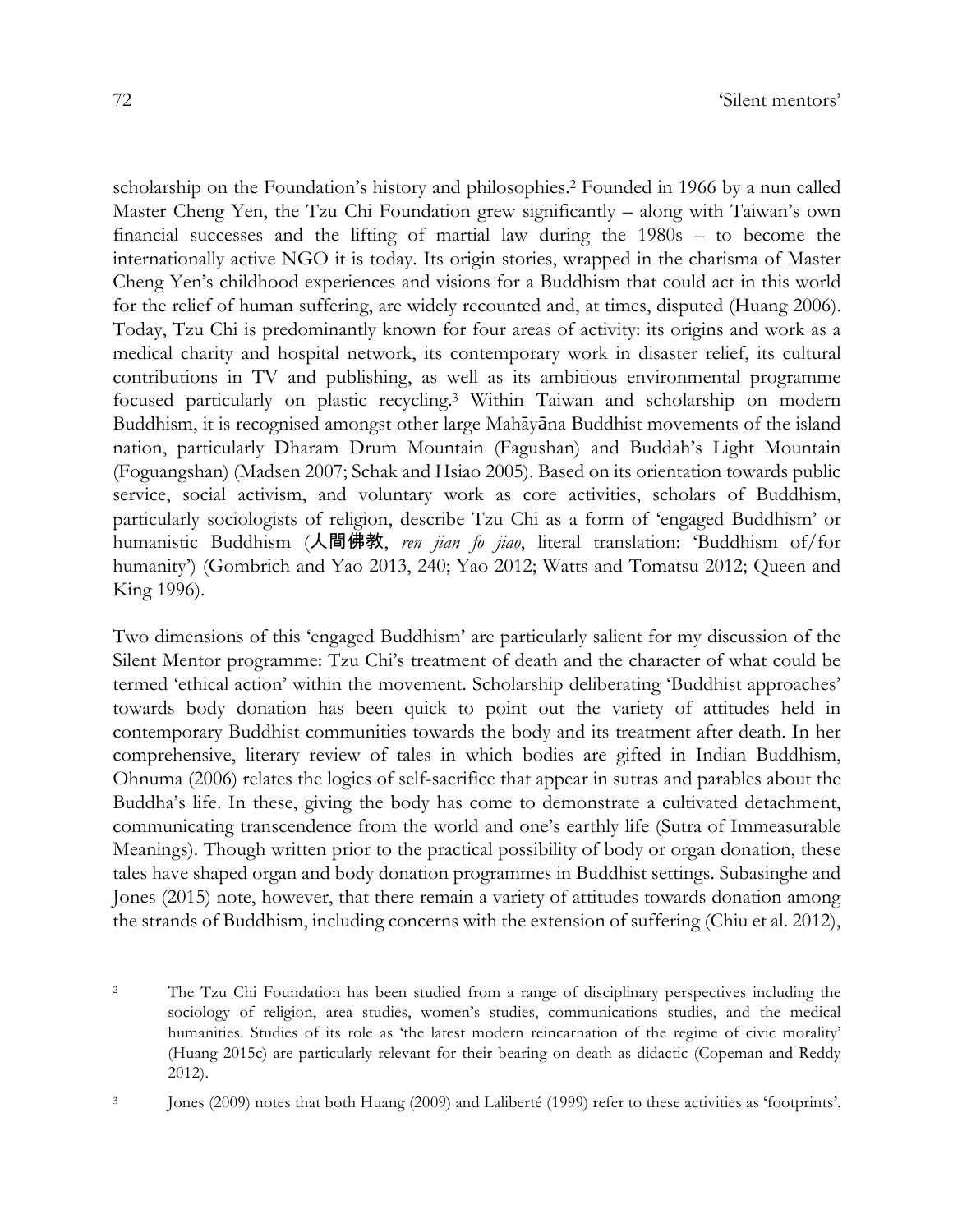scholarship on the Foundation's history and philosophies.[2] Founded in 1966 by a nun called Master Cheng Yen, the Tzu Chi Foundation grew significantly – along with Taiwan's own financial successes and the lifting of martial law during the 1980s – to become the internationally active NGO it is today. Its origin stories, wrapped in the charisma of Master Cheng Yen's childhood experiences and visions for a Buddhism that could act in this world for the relief of human suffering, are widely recounted and, at times, disputed (Huang 2006). Today, Tzu Chi is predominantly known for four areas of activity: its origins and work as a medical charity and hospital network, its contemporary work in disaster relief, its cultural contributions in TV and publishing, as well as its ambitious environmental programme focused particularly on plastic recycling.[3] Within Taiwan and scholarship on modern Buddhism, it is recognised amongst other large Mahāyāna Buddhist movements of the island nation, particularly Dharam Drum Mountain (Fagushan) and Buddah's Light Mountain (Foguangshan) (Madsen 2007; Schak and Hsiao 2005). Based on its orientation towards public service, social activism, and voluntary work as core activities, scholars of Buddhism, particularly sociologists of religion, describe Tzu Chi as a form of 'engaged Buddhism' or humanistic Buddhism (**人間佛教**, *ren jian fo jiao*, literal translation: 'Buddhism of/for humanity') (Gombrich and Yao 2013, 240; Yao 2012; Watts and Tomatsu 2012; Queen and King 1996).

Two dimensions of this 'engaged Buddhism' are particularly salient for my discussion of the Silent Mentor programme: Tzu Chi's treatment of death and the character of what could be termed 'ethical action' within the movement. Scholarship deliberating 'Buddhist approaches' towards body donation has been quick to point out the variety of attitudes held in contemporary Buddhist communities towards the body and its treatment after death. In her comprehensive, literary review of tales in which bodies are gifted in Indian Buddhism, Ohnuma (2006) relates the logics of self-sacrifice that appear in sutras and parables about the Buddha's life. In these, giving the body has come to demonstrate a cultivated detachment, communicating transcendence from the world and one's earthly life (Sutra of Immeasurable Meanings). Though written prior to the practical possibility of body or organ donation, these tales have shaped organ and body donation programmes in Buddhist settings. Subasinghe and Jones (2015) note, however, that there remain a variety of attitudes towards donation among the strands of Buddhism, including concerns with the extension of suffering (Chiu et al. 2012),

[2] The Tzu Chi Foundation has been studied from a range of disciplinary perspectives including the sociology of religion, area studies, women's studies, communications studies, and the medical humanities. Studies of its role as 'the latest modern reincarnation of the regime of civic morality' (Huang 2015c) are particularly relevant for their bearing on death as didactic (Copeman and Reddy 2012).

[3] Jones (2009) notes that both Huang (2009) and Laliberté (1999) refer to these activities as 'footprints'.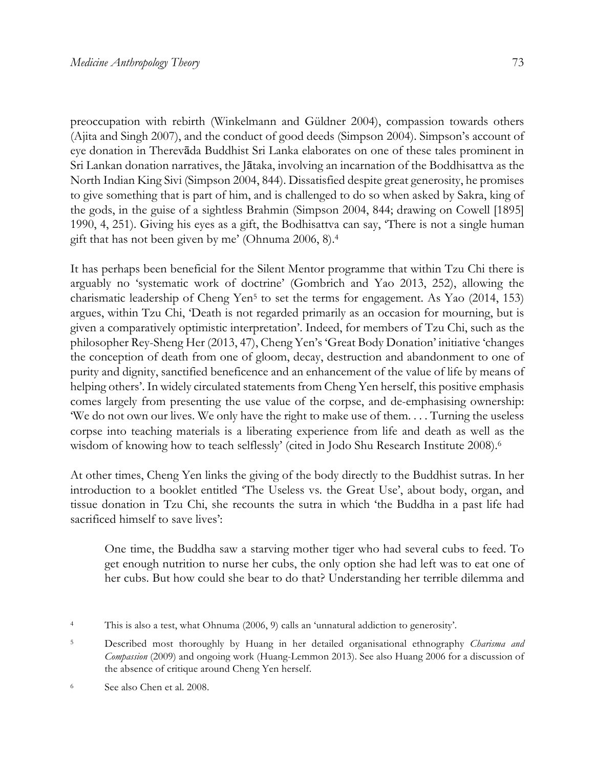preoccupation with rebirth (Winkelmann and Güldner 2004), compassion towards others (Ajita and Singh 2007), and the conduct of good deeds (Simpson 2004). Simpson's account of eye donation in Therevāda Buddhist Sri Lanka elaborates on one of these tales prominent in Sri Lankan donation narratives, the Jātaka, involving an incarnation of the Boddhisattva as the North Indian King Sivi (Simpson 2004, 844). Dissatisfied despite great generosity, he promises to give something that is part of him, and is challenged to do so when asked by Sakra, king of the gods, in the guise of a sightless Brahmin (Simpson 2004, 844; drawing on Cowell [1895] 1990, 4, 251). Giving his eyes as a gift, the Bodhisattva can say, 'There is not a single human gift that has not been given by me' (Ohnuma 2006, 8).[4]

It has perhaps been beneficial for the Silent Mentor programme that within Tzu Chi there is arguably no 'systematic work of doctrine' (Gombrich and Yao 2013, 252), allowing the charismatic leadership of Cheng Yen[5] to set the terms for engagement. As Yao (2014, 153) argues, within Tzu Chi, 'Death is not regarded primarily as an occasion for mourning, but is given a comparatively optimistic interpretation'. Indeed, for members of Tzu Chi, such as the philosopher Rey-Sheng Her (2013, 47), Cheng Yen's 'Great Body Donation' initiative 'changes the conception of death from one of gloom, decay, destruction and abandonment to one of purity and dignity, sanctified beneficence and an enhancement of the value of life by means of helping others'. In widely circulated statements from Cheng Yen herself, this positive emphasis comes largely from presenting the use value of the corpse, and de-emphasising ownership: 'We do not own our lives. We only have the right to make use of them. . . . Turning the useless corpse into teaching materials is a liberating experience from life and death as well as the wisdom of knowing how to teach selflessly' (cited in Jodo Shu Research Institute 2008).[6]

At other times, Cheng Yen links the giving of the body directly to the Buddhist sutras. In her introduction to a booklet entitled 'The Useless vs. the Great Use', about body, organ, and tissue donation in Tzu Chi, she recounts the sutra in which 'the Buddha in a past life had sacrificed himself to save lives':

> One time, the Buddha saw a starving mother tiger who had several cubs to feed. To get enough nutrition to nurse her cubs, the only option she had left was to eat one of her cubs. But how could she bear to do that? Understanding her terrible dilemma and

[4] This is also a test, what Ohnuma (2006, 9) calls an 'unnatural addiction to generosity'.

[5] Described most thoroughly by Huang in her detailed organisational ethnography *Charisma and Compassion* (2009) and ongoing work (Huang-Lemmon 2013). See also Huang 2006 for a discussion of the absence of critique around Cheng Yen herself.

[6] See also Chen et al. 2008.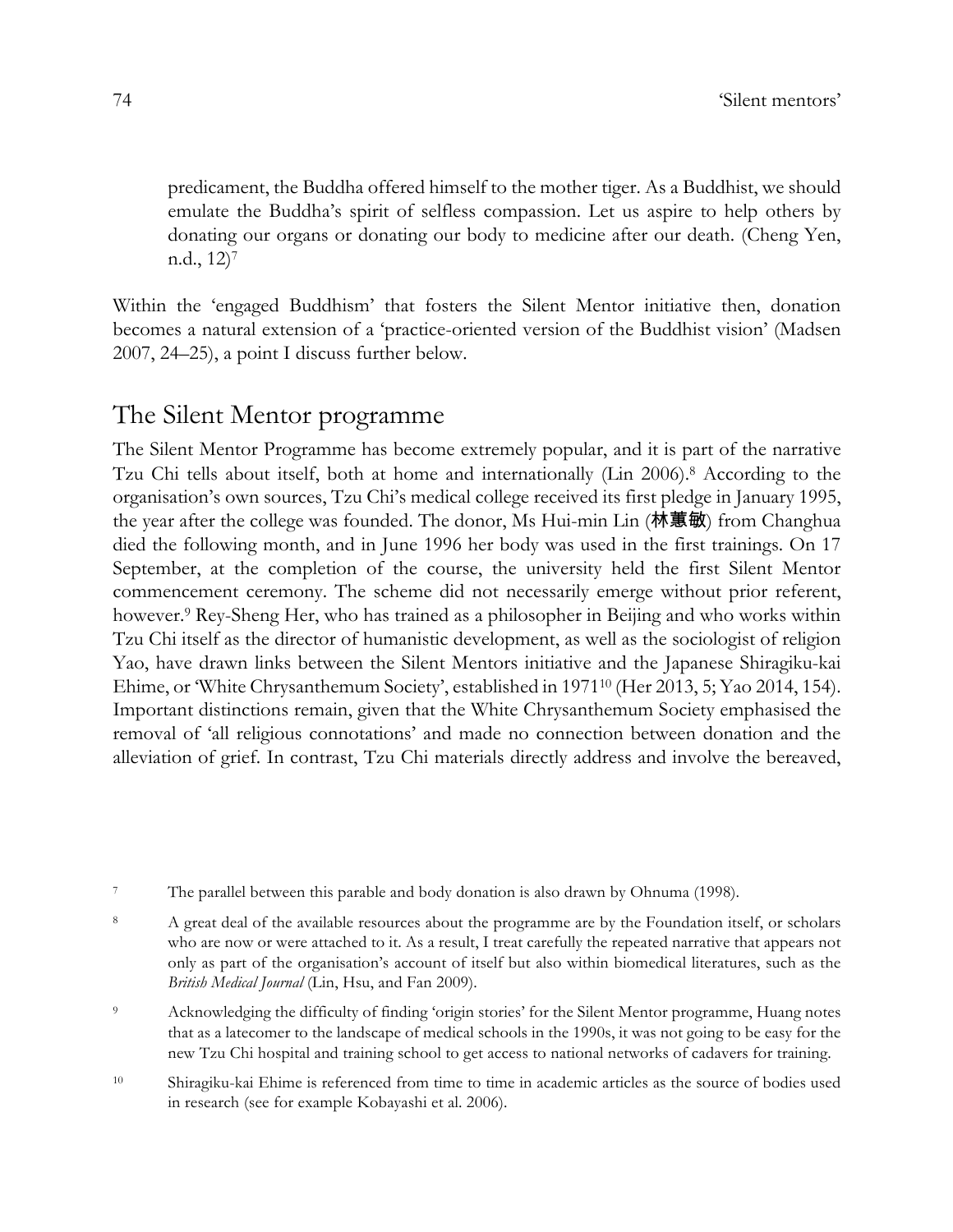> predicament, the Buddha offered himself to the mother tiger. As a Buddhist, we should emulate the Buddha's spirit of selfless compassion. Let us aspire to help others by donating our organs or donating our body to medicine after our death. (Cheng Yen, n.d., 12)[7]

Within the 'engaged Buddhism' that fosters the Silent Mentor initiative then, donation becomes a natural extension of a 'practice-oriented version of the Buddhist vision' (Madsen 2007, 24–25), a point I discuss further below.

## The Silent Mentor programme

The Silent Mentor Programme has become extremely popular, and it is part of the narrative Tzu Chi tells about itself, both at home and internationally (Lin 2006).[8] According to the organisation's own sources, Tzu Chi's medical college received its first pledge in January 1995, the year after the college was founded. The donor, Ms Hui-min Lin (林蕙敏) from Changhua died the following month, and in June 1996 her body was used in the first trainings. On 17 September, at the completion of the course, the university held the first Silent Mentor commencement ceremony. The scheme did not necessarily emerge without prior referent, however.[9] Rey-Sheng Her, who has trained as a philosopher in Beijing and who works within Tzu Chi itself as the director of humanistic development, as well as the sociologist of religion Yao, have drawn links between the Silent Mentors initiative and the Japanese Shiragiku-kai Ehime, or 'White Chrysanthemum Society', established in 1971[10] (Her 2013, 5; Yao 2014, 154). Important distinctions remain, given that the White Chrysanthemum Society emphasised the removal of 'all religious connotations' and made no connection between donation and the alleviation of grief. In contrast, Tzu Chi materials directly address and involve the bereaved,

[7] The parallel between this parable and body donation is also drawn by Ohnuma (1998).

[8] A great deal of the available resources about the programme are by the Foundation itself, or scholars who are now or were attached to it. As a result, I treat carefully the repeated narrative that appears not only as part of the organisation's account of itself but also within biomedical literatures, such as the *British Medical Journal* (Lin, Hsu, and Fan 2009).

[9] Acknowledging the difficulty of finding 'origin stories' for the Silent Mentor programme, Huang notes that as a latecomer to the landscape of medical schools in the 1990s, it was not going to be easy for the new Tzu Chi hospital and training school to get access to national networks of cadavers for training.

[10] Shiragiku-kai Ehime is referenced from time to time in academic articles as the source of bodies used in research (see for example Kobayashi et al. 2006).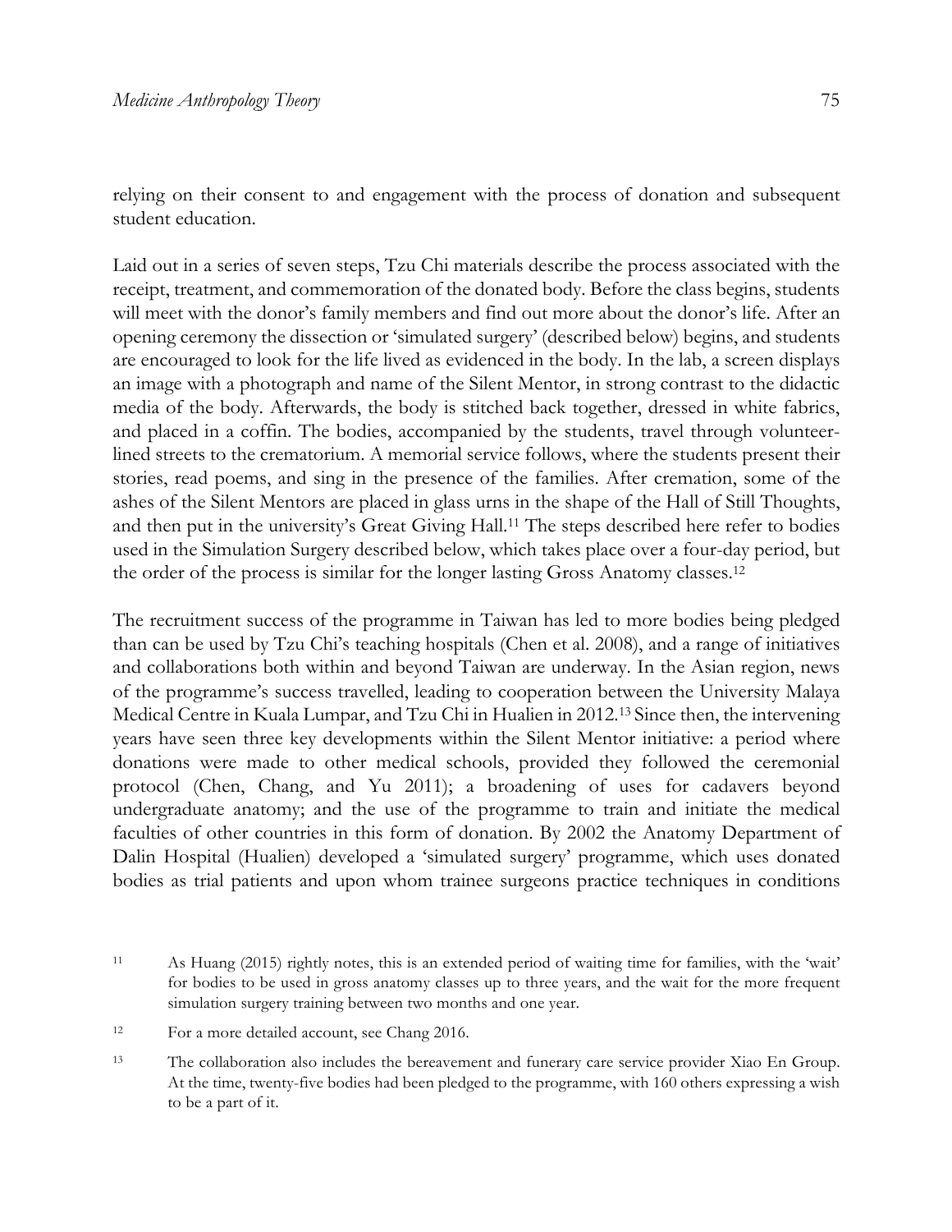relying on their consent to and engagement with the process of donation and subsequent student education.

Laid out in a series of seven steps, Tzu Chi materials describe the process associated with the receipt, treatment, and commemoration of the donated body. Before the class begins, students will meet with the donor's family members and find out more about the donor's life. After an opening ceremony the dissection or 'simulated surgery' (described below) begins, and students are encouraged to look for the life lived as evidenced in the body. In the lab, a screen displays an image with a photograph and name of the Silent Mentor, in strong contrast to the didactic media of the body. Afterwards, the body is stitched back together, dressed in white fabrics, and placed in a coffin. The bodies, accompanied by the students, travel through volunteer-lined streets to the crematorium. A memorial service follows, where the students present their stories, read poems, and sing in the presence of the families. After cremation, some of the ashes of the Silent Mentors are placed in glass urns in the shape of the Hall of Still Thoughts, and then put in the university's Great Giving Hall.[11] The steps described here refer to bodies used in the Simulation Surgery described below, which takes place over a four-day period, but the order of the process is similar for the longer lasting Gross Anatomy classes.[12]

The recruitment success of the programme in Taiwan has led to more bodies being pledged than can be used by Tzu Chi's teaching hospitals (Chen et al. 2008), and a range of initiatives and collaborations both within and beyond Taiwan are underway. In the Asian region, news of the programme's success travelled, leading to cooperation between the University Malaya Medical Centre in Kuala Lumpar, and Tzu Chi in Hualien in 2012.[13] Since then, the intervening years have seen three key developments within the Silent Mentor initiative: a period where donations were made to other medical schools, provided they followed the ceremonial protocol (Chen, Chang, and Yu 2011); a broadening of uses for cadavers beyond undergraduate anatomy; and the use of the programme to train and initiate the medical faculties of other countries in this form of donation. By 2002 the Anatomy Department of Dalin Hospital (Hualien) developed a 'simulated surgery' programme, which uses donated bodies as trial patients and upon whom trainee surgeons practice techniques in conditions

[11] As Huang (2015) rightly notes, this is an extended period of waiting time for families, with the 'wait' for bodies to be used in gross anatomy classes up to three years, and the wait for the more frequent simulation surgery training between two months and one year.

[12] For a more detailed account, see Chang 2016.

[13] The collaboration also includes the bereavement and funerary care service provider Xiao En Group. At the time, twenty-five bodies had been pledged to the programme, with 160 others expressing a wish to be a part of it.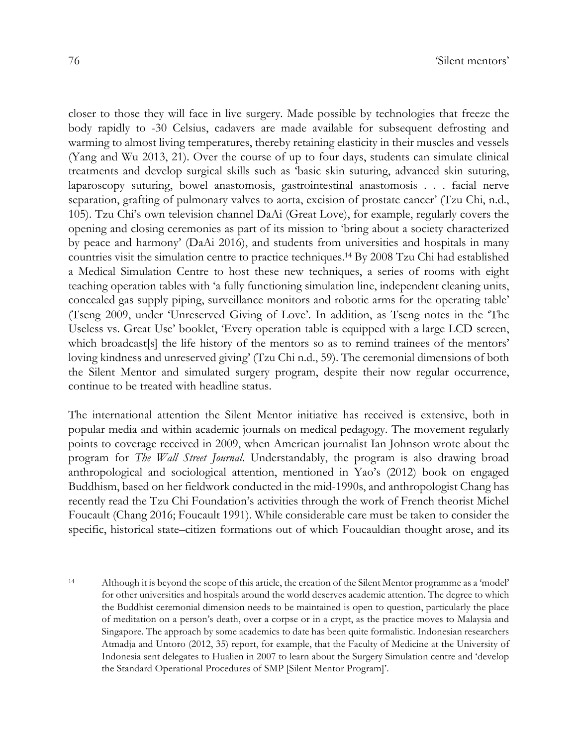closer to those they will face in live surgery. Made possible by technologies that freeze the body rapidly to -30 Celsius, cadavers are made available for subsequent defrosting and warming to almost living temperatures, thereby retaining elasticity in their muscles and vessels (Yang and Wu 2013, 21). Over the course of up to four days, students can simulate clinical treatments and develop surgical skills such as 'basic skin suturing, advanced skin suturing, laparoscopy suturing, bowel anastomosis, gastrointestinal anastomosis . . . facial nerve separation, grafting of pulmonary valves to aorta, excision of prostate cancer' (Tzu Chi, n.d., 105). Tzu Chi's own television channel DaAi (Great Love), for example, regularly covers the opening and closing ceremonies as part of its mission to 'bring about a society characterized by peace and harmony' (DaAi 2016), and students from universities and hospitals in many countries visit the simulation centre to practice techniques.[14] By 2008 Tzu Chi had established a Medical Simulation Centre to host these new techniques, a series of rooms with eight teaching operation tables with 'a fully functioning simulation line, independent cleaning units, concealed gas supply piping, surveillance monitors and robotic arms for the operating table' (Tseng 2009, under 'Unreserved Giving of Love'. In addition, as Tseng notes in the 'The Useless vs. Great Use' booklet, 'Every operation table is equipped with a large LCD screen, which broadcast[s] the life history of the mentors so as to remind trainees of the mentors' loving kindness and unreserved giving' (Tzu Chi n.d., 59). The ceremonial dimensions of both the Silent Mentor and simulated surgery program, despite their now regular occurrence, continue to be treated with headline status.

The international attention the Silent Mentor initiative has received is extensive, both in popular media and within academic journals on medical pedagogy. The movement regularly points to coverage received in 2009, when American journalist Ian Johnson wrote about the program for *The Wall Street Journal*. Understandably, the program is also drawing broad anthropological and sociological attention, mentioned in Yao's (2012) book on engaged Buddhism, based on her fieldwork conducted in the mid-1990s, and anthropologist Chang has recently read the Tzu Chi Foundation's activities through the work of French theorist Michel Foucault (Chang 2016; Foucault 1991). While considerable care must be taken to consider the specific, historical state–citizen formations out of which Foucauldian thought arose, and its

[14] Although it is beyond the scope of this article, the creation of the Silent Mentor programme as a 'model' for other universities and hospitals around the world deserves academic attention. The degree to which the Buddhist ceremonial dimension needs to be maintained is open to question, particularly the place of meditation on a person's death, over a corpse or in a crypt, as the practice moves to Malaysia and Singapore. The approach by some academics to date has been quite formalistic. Indonesian researchers Atmadja and Untoro (2012, 35) report, for example, that the Faculty of Medicine at the University of Indonesia sent delegates to Hualien in 2007 to learn about the Surgery Simulation centre and 'develop the Standard Operational Procedures of SMP [Silent Mentor Program]'.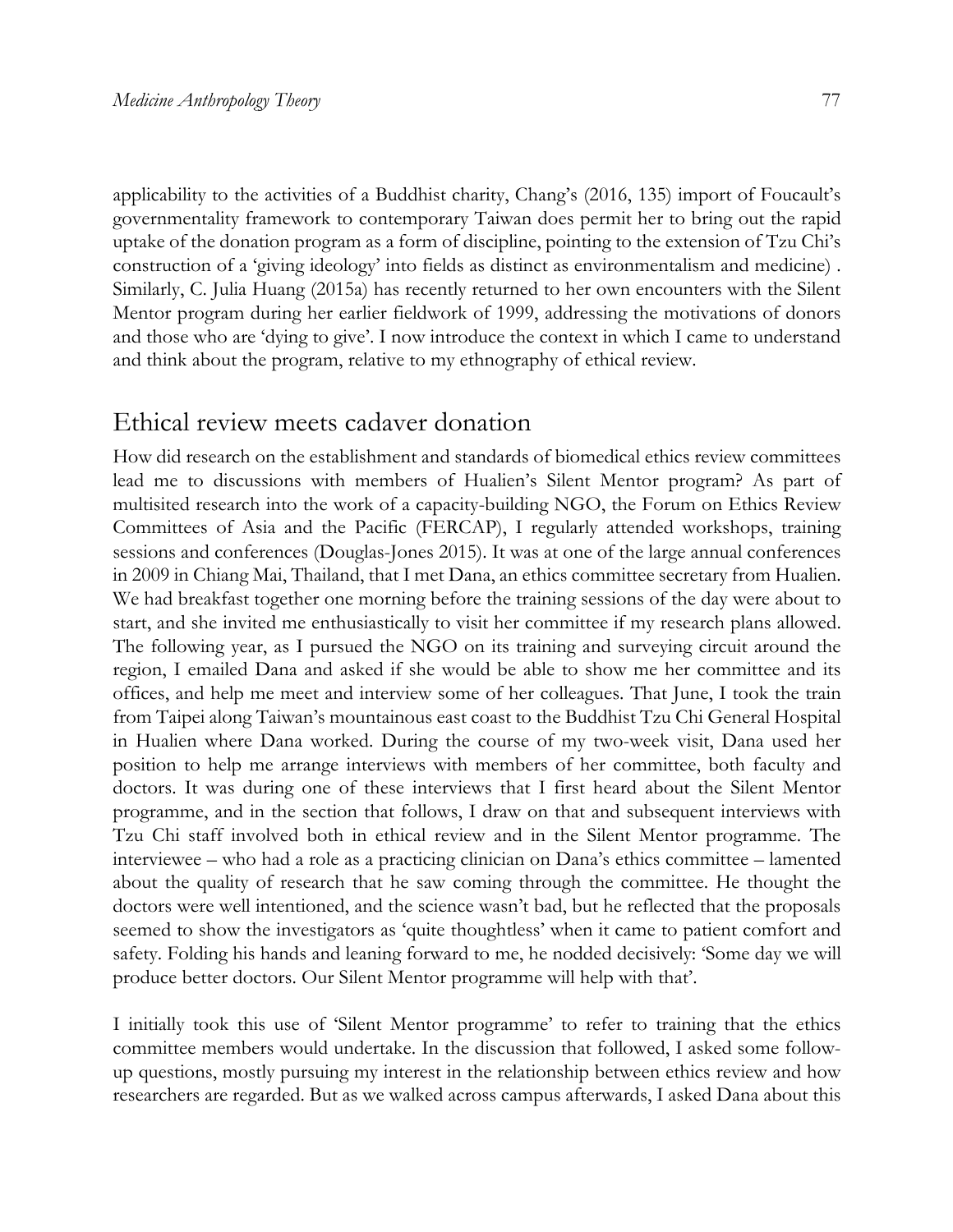applicability to the activities of a Buddhist charity, Chang's (2016, 135) import of Foucault's governmentality framework to contemporary Taiwan does permit her to bring out the rapid uptake of the donation program as a form of discipline, pointing to the extension of Tzu Chi's construction of a 'giving ideology' into fields as distinct as environmentalism and medicine) . Similarly, C. Julia Huang (2015a) has recently returned to her own encounters with the Silent Mentor program during her earlier fieldwork of 1999, addressing the motivations of donors and those who are 'dying to give'. I now introduce the context in which I came to understand and think about the program, relative to my ethnography of ethical review.

## Ethical review meets cadaver donation

How did research on the establishment and standards of biomedical ethics review committees lead me to discussions with members of Hualien's Silent Mentor program? As part of multisited research into the work of a capacity-building NGO, the Forum on Ethics Review Committees of Asia and the Pacific (FERCAP), I regularly attended workshops, training sessions and conferences (Douglas-Jones 2015). It was at one of the large annual conferences in 2009 in Chiang Mai, Thailand, that I met Dana, an ethics committee secretary from Hualien. We had breakfast together one morning before the training sessions of the day were about to start, and she invited me enthusiastically to visit her committee if my research plans allowed. The following year, as I pursued the NGO on its training and surveying circuit around the region, I emailed Dana and asked if she would be able to show me her committee and its offices, and help me meet and interview some of her colleagues. That June, I took the train from Taipei along Taiwan's mountainous east coast to the Buddhist Tzu Chi General Hospital in Hualien where Dana worked. During the course of my two-week visit, Dana used her position to help me arrange interviews with members of her committee, both faculty and doctors. It was during one of these interviews that I first heard about the Silent Mentor programme, and in the section that follows, I draw on that and subsequent interviews with Tzu Chi staff involved both in ethical review and in the Silent Mentor programme. The interviewee – who had a role as a practicing clinician on Dana's ethics committee – lamented about the quality of research that he saw coming through the committee. He thought the doctors were well intentioned, and the science wasn't bad, but he reflected that the proposals seemed to show the investigators as 'quite thoughtless' when it came to patient comfort and safety. Folding his hands and leaning forward to me, he nodded decisively: 'Some day we will produce better doctors. Our Silent Mentor programme will help with that'.

I initially took this use of 'Silent Mentor programme' to refer to training that the ethics committee members would undertake. In the discussion that followed, I asked some follow-up questions, mostly pursuing my interest in the relationship between ethics review and how researchers are regarded. But as we walked across campus afterwards, I asked Dana about this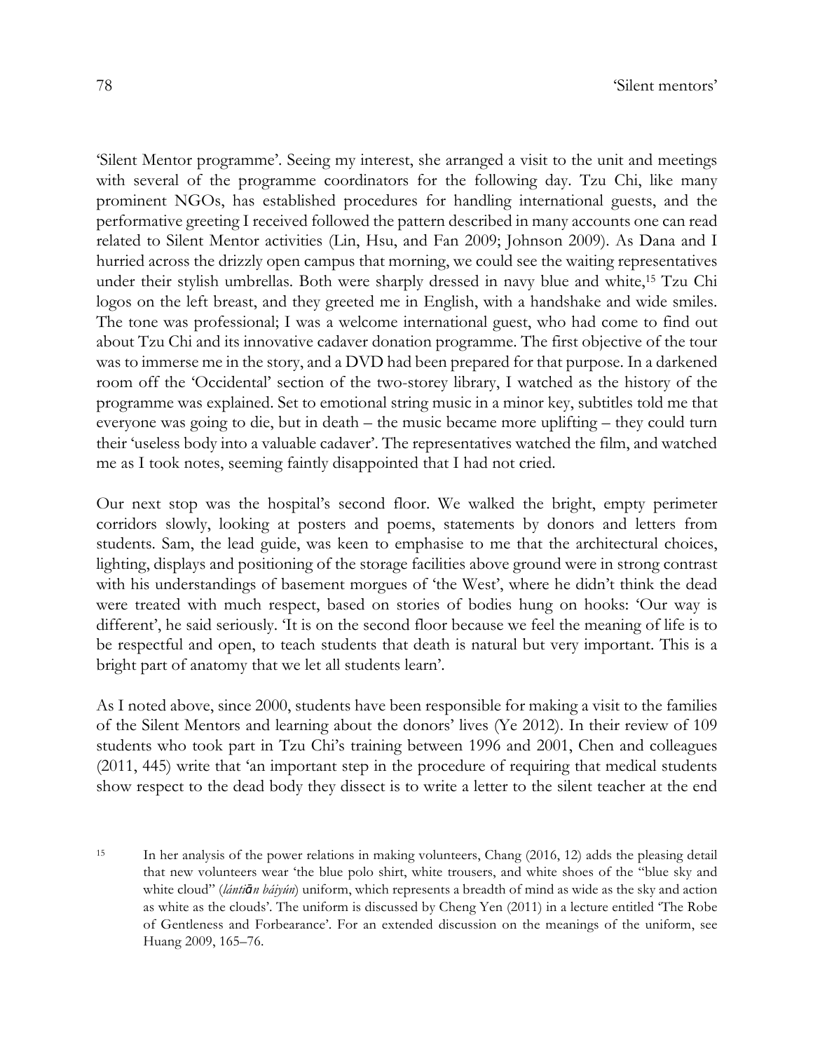'Silent Mentor programme'. Seeing my interest, she arranged a visit to the unit and meetings with several of the programme coordinators for the following day. Tzu Chi, like many prominent NGOs, has established procedures for handling international guests, and the performative greeting I received followed the pattern described in many accounts one can read related to Silent Mentor activities (Lin, Hsu, and Fan 2009; Johnson 2009). As Dana and I hurried across the drizzly open campus that morning, we could see the waiting representatives under their stylish umbrellas. Both were sharply dressed in navy blue and white,[15] Tzu Chi logos on the left breast, and they greeted me in English, with a handshake and wide smiles. The tone was professional; I was a welcome international guest, who had come to find out about Tzu Chi and its innovative cadaver donation programme. The first objective of the tour was to immerse me in the story, and a DVD had been prepared for that purpose. In a darkened room off the 'Occidental' section of the two-storey library, I watched as the history of the programme was explained. Set to emotional string music in a minor key, subtitles told me that everyone was going to die, but in death – the music became more uplifting – they could turn their 'useless body into a valuable cadaver'. The representatives watched the film, and watched me as I took notes, seeming faintly disappointed that I had not cried.

Our next stop was the hospital's second floor. We walked the bright, empty perimeter corridors slowly, looking at posters and poems, statements by donors and letters from students. Sam, the lead guide, was keen to emphasise to me that the architectural choices, lighting, displays and positioning of the storage facilities above ground were in strong contrast with his understandings of basement morgues of 'the West', where he didn't think the dead were treated with much respect, based on stories of bodies hung on hooks: 'Our way is different', he said seriously. 'It is on the second floor because we feel the meaning of life is to be respectful and open, to teach students that death is natural but very important. This is a bright part of anatomy that we let all students learn'.

As I noted above, since 2000, students have been responsible for making a visit to the families of the Silent Mentors and learning about the donors' lives (Ye 2012). In their review of 109 students who took part in Tzu Chi's training between 1996 and 2001, Chen and colleagues (2011, 445) write that 'an important step in the procedure of requiring that medical students show respect to the dead body they dissect is to write a letter to the silent teacher at the end

[15] In her analysis of the power relations in making volunteers, Chang (2016, 12) adds the pleasing detail that new volunteers wear 'the blue polo shirt, white trousers, and white shoes of the "blue sky and white cloud" (*lántiān báiyún*) uniform, which represents a breadth of mind as wide as the sky and action as white as the clouds'. The uniform is discussed by Cheng Yen (2011) in a lecture entitled 'The Robe of Gentleness and Forbearance'. For an extended discussion on the meanings of the uniform, see Huang 2009, 165–76.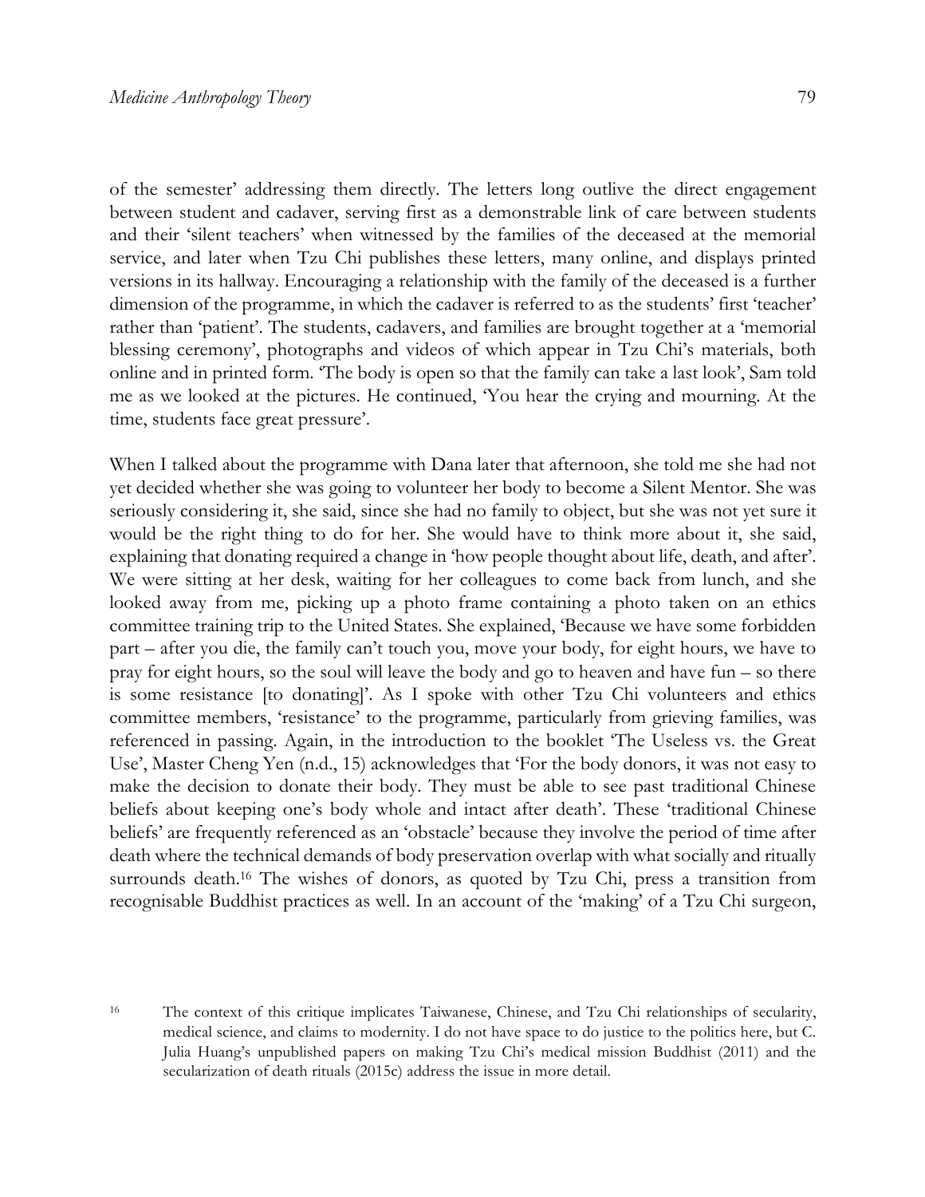of the semester' addressing them directly. The letters long outlive the direct engagement between student and cadaver, serving first as a demonstrable link of care between students and their 'silent teachers' when witnessed by the families of the deceased at the memorial service, and later when Tzu Chi publishes these letters, many online, and displays printed versions in its hallway. Encouraging a relationship with the family of the deceased is a further dimension of the programme, in which the cadaver is referred to as the students' first 'teacher' rather than 'patient'. The students, cadavers, and families are brought together at a 'memorial blessing ceremony', photographs and videos of which appear in Tzu Chi's materials, both online and in printed form. 'The body is open so that the family can take a last look', Sam told me as we looked at the pictures. He continued, 'You hear the crying and mourning. At the time, students face great pressure'.

When I talked about the programme with Dana later that afternoon, she told me she had not yet decided whether she was going to volunteer her body to become a Silent Mentor. She was seriously considering it, she said, since she had no family to object, but she was not yet sure it would be the right thing to do for her. She would have to think more about it, she said, explaining that donating required a change in 'how people thought about life, death, and after'. We were sitting at her desk, waiting for her colleagues to come back from lunch, and she looked away from me, picking up a photo frame containing a photo taken on an ethics committee training trip to the United States. She explained, 'Because we have some forbidden part – after you die, the family can't touch you, move your body, for eight hours, we have to pray for eight hours, so the soul will leave the body and go to heaven and have fun – so there is some resistance [to donating]'. As I spoke with other Tzu Chi volunteers and ethics committee members, 'resistance' to the programme, particularly from grieving families, was referenced in passing. Again, in the introduction to the booklet 'The Useless vs. the Great Use', Master Cheng Yen (n.d., 15) acknowledges that 'For the body donors, it was not easy to make the decision to donate their body. They must be able to see past traditional Chinese beliefs about keeping one's body whole and intact after death'. These 'traditional Chinese beliefs' are frequently referenced as an 'obstacle' because they involve the period of time after death where the technical demands of body preservation overlap with what socially and ritually surrounds death.[16] The wishes of donors, as quoted by Tzu Chi, press a transition from recognisable Buddhist practices as well. In an account of the 'making' of a Tzu Chi surgeon,

[16] The context of this critique implicates Taiwanese, Chinese, and Tzu Chi relationships of secularity, medical science, and claims to modernity. I do not have space to do justice to the politics here, but C. Julia Huang's unpublished papers on making Tzu Chi's medical mission Buddhist (2011) and the secularization of death rituals (2015c) address the issue in more detail.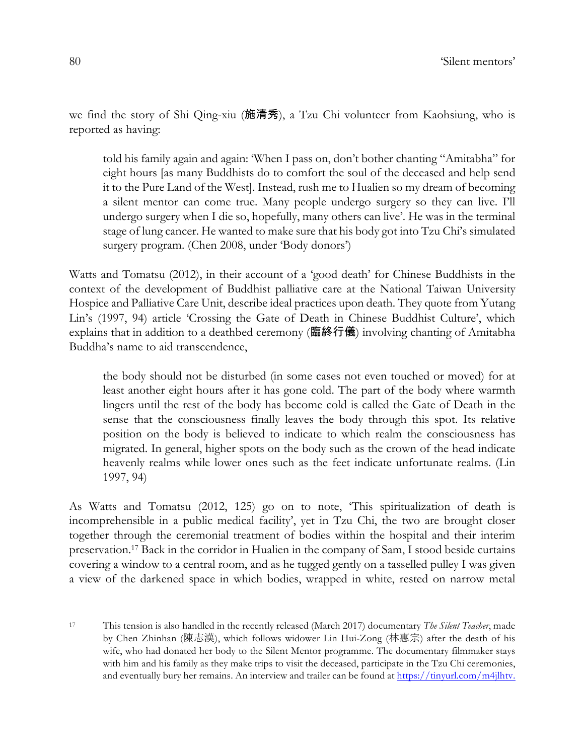we find the story of Shi Qing-xiu (**施清秀**), a Tzu Chi volunteer from Kaohsiung, who is reported as having:

> told his family again and again: 'When I pass on, don't bother chanting "Amitabha" for eight hours [as many Buddhists do to comfort the soul of the deceased and help send it to the Pure Land of the West]. Instead, rush me to Hualien so my dream of becoming a silent mentor can come true. Many people undergo surgery so they can live. I'll undergo surgery when I die so, hopefully, many others can live'. He was in the terminal stage of lung cancer. He wanted to make sure that his body got into Tzu Chi's simulated surgery program. (Chen 2008, under 'Body donors')

Watts and Tomatsu (2012), in their account of a 'good death' for Chinese Buddhists in the context of the development of Buddhist palliative care at the National Taiwan University Hospice and Palliative Care Unit, describe ideal practices upon death. They quote from Yutang Lin's (1997, 94) article 'Crossing the Gate of Death in Chinese Buddhist Culture', which explains that in addition to a deathbed ceremony (**臨終行儀**) involving chanting of Amitabha Buddha's name to aid transcendence,

> the body should not be disturbed (in some cases not even touched or moved) for at least another eight hours after it has gone cold. The part of the body where warmth lingers until the rest of the body has become cold is called the Gate of Death in the sense that the consciousness finally leaves the body through this spot. Its relative position on the body is believed to indicate to which realm the consciousness has migrated. In general, higher spots on the body such as the crown of the head indicate heavenly realms while lower ones such as the feet indicate unfortunate realms. (Lin 1997, 94)

As Watts and Tomatsu (2012, 125) go on to note, 'This spiritualization of death is incomprehensible in a public medical facility', yet in Tzu Chi, the two are brought closer together through the ceremonial treatment of bodies within the hospital and their interim preservation.[17] Back in the corridor in Hualien in the company of Sam, I stood beside curtains covering a window to a central room, and as he tugged gently on a tasselled pulley I was given a view of the darkened space in which bodies, wrapped in white, rested on narrow metal

[17] This tension is also handled in the recently released (March 2017) documentary *The Silent Teacher*, made by Chen Zhinhan (陳志漢), which follows widower Lin Hui-Zong (林惠宗) after the death of his wife, who had donated her body to the Silent Mentor programme. The documentary filmmaker stays with him and his family as they make trips to visit the deceased, participate in the Tzu Chi ceremonies, and eventually bury her remains. An interview and trailer can be found at https://tinyurl.com/m4jlhtv.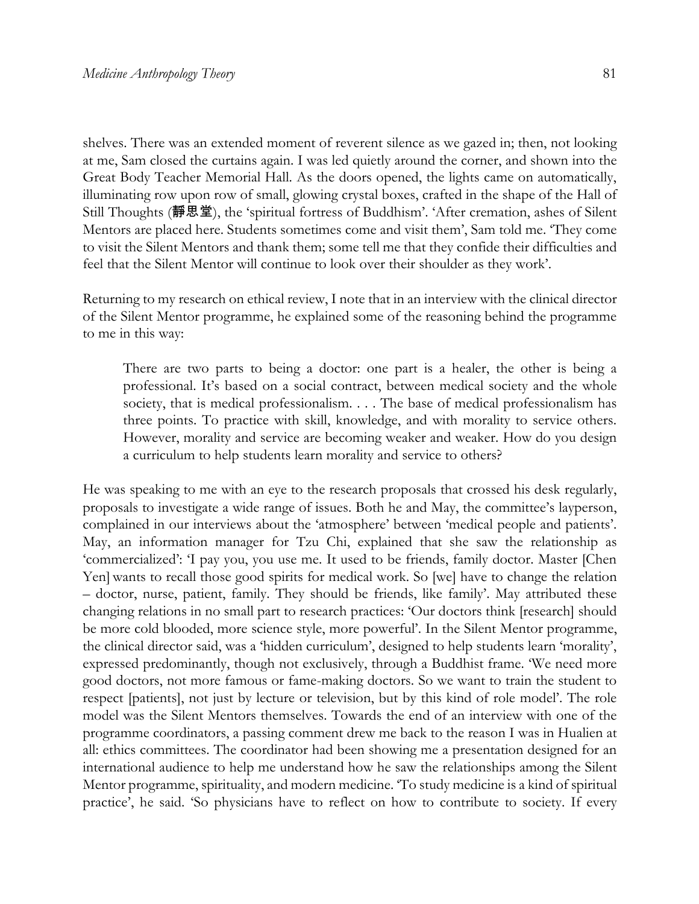shelves. There was an extended moment of reverent silence as we gazed in; then, not looking at me, Sam closed the curtains again. I was led quietly around the corner, and shown into the Great Body Teacher Memorial Hall. As the doors opened, the lights came on automatically, illuminating row upon row of small, glowing crystal boxes, crafted in the shape of the Hall of Still Thoughts (靜思堂), the 'spiritual fortress of Buddhism'. 'After cremation, ashes of Silent Mentors are placed here. Students sometimes come and visit them', Sam told me. 'They come to visit the Silent Mentors and thank them; some tell me that they confide their difficulties and feel that the Silent Mentor will continue to look over their shoulder as they work'.

Returning to my research on ethical review, I note that in an interview with the clinical director of the Silent Mentor programme, he explained some of the reasoning behind the programme to me in this way:

> There are two parts to being a doctor: one part is a healer, the other is being a professional. It's based on a social contract, between medical society and the whole society, that is medical professionalism. . . . The base of medical professionalism has three points. To practice with skill, knowledge, and with morality to service others. However, morality and service are becoming weaker and weaker. How do you design a curriculum to help students learn morality and service to others?

He was speaking to me with an eye to the research proposals that crossed his desk regularly, proposals to investigate a wide range of issues. Both he and May, the committee's layperson, complained in our interviews about the 'atmosphere' between 'medical people and patients'. May, an information manager for Tzu Chi, explained that she saw the relationship as 'commercialized': 'I pay you, you use me. It used to be friends, family doctor. Master [Chen Yen] wants to recall those good spirits for medical work. So [we] have to change the relation – doctor, nurse, patient, family. They should be friends, like family'. May attributed these changing relations in no small part to research practices: 'Our doctors think [research] should be more cold blooded, more science style, more powerful'. In the Silent Mentor programme, the clinical director said, was a 'hidden curriculum', designed to help students learn 'morality', expressed predominantly, though not exclusively, through a Buddhist frame. 'We need more good doctors, not more famous or fame-making doctors. So we want to train the student to respect [patients], not just by lecture or television, but by this kind of role model'. The role model was the Silent Mentors themselves. Towards the end of an interview with one of the programme coordinators, a passing comment drew me back to the reason I was in Hualien at all: ethics committees. The coordinator had been showing me a presentation designed for an international audience to help me understand how he saw the relationships among the Silent Mentor programme, spirituality, and modern medicine. 'To study medicine is a kind of spiritual practice', he said. 'So physicians have to reflect on how to contribute to society. If every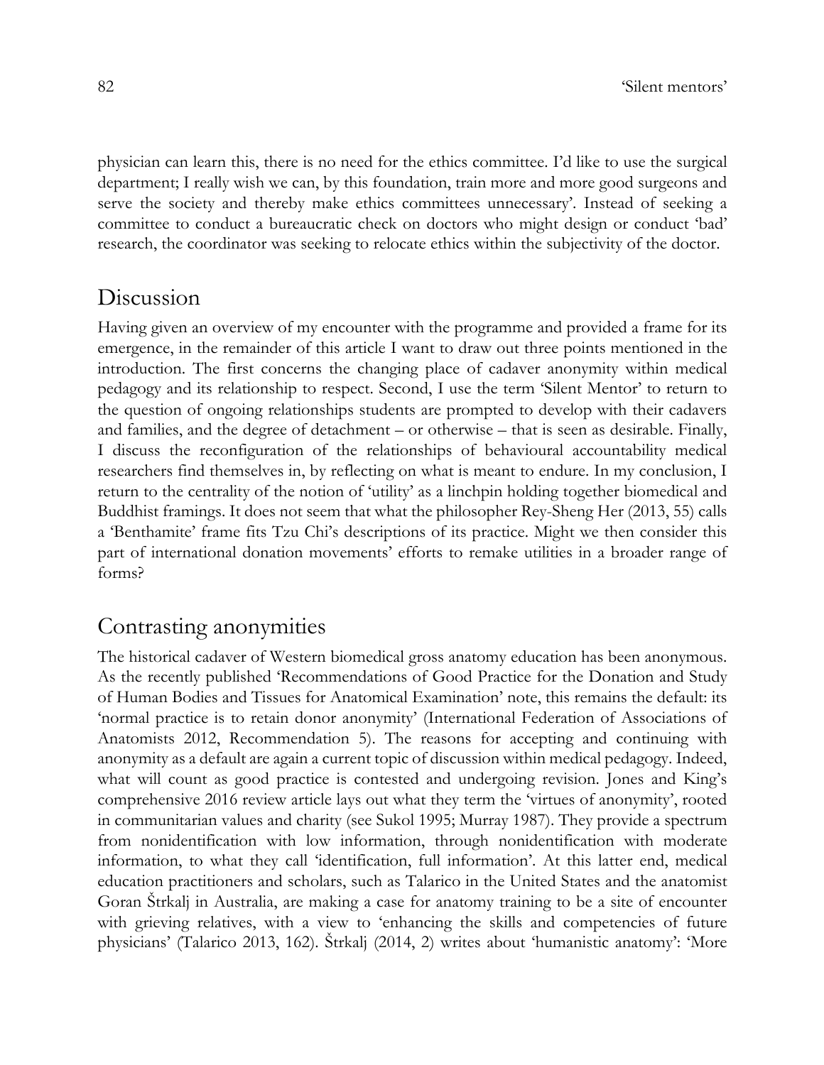physician can learn this, there is no need for the ethics committee. I'd like to use the surgical department; I really wish we can, by this foundation, train more and more good surgeons and serve the society and thereby make ethics committees unnecessary'. Instead of seeking a committee to conduct a bureaucratic check on doctors who might design or conduct 'bad' research, the coordinator was seeking to relocate ethics within the subjectivity of the doctor.

## Discussion

Having given an overview of my encounter with the programme and provided a frame for its emergence, in the remainder of this article I want to draw out three points mentioned in the introduction. The first concerns the changing place of cadaver anonymity within medical pedagogy and its relationship to respect. Second, I use the term 'Silent Mentor' to return to the question of ongoing relationships students are prompted to develop with their cadavers and families, and the degree of detachment – or otherwise – that is seen as desirable. Finally, I discuss the reconfiguration of the relationships of behavioural accountability medical researchers find themselves in, by reflecting on what is meant to endure. In my conclusion, I return to the centrality of the notion of 'utility' as a linchpin holding together biomedical and Buddhist framings. It does not seem that what the philosopher Rey-Sheng Her (2013, 55) calls a 'Benthamite' frame fits Tzu Chi's descriptions of its practice. Might we then consider this part of international donation movements' efforts to remake utilities in a broader range of forms?

## Contrasting anonymities

The historical cadaver of Western biomedical gross anatomy education has been anonymous. As the recently published 'Recommendations of Good Practice for the Donation and Study of Human Bodies and Tissues for Anatomical Examination' note, this remains the default: its 'normal practice is to retain donor anonymity' (International Federation of Associations of Anatomists 2012, Recommendation 5). The reasons for accepting and continuing with anonymity as a default are again a current topic of discussion within medical pedagogy. Indeed, what will count as good practice is contested and undergoing revision. Jones and King's comprehensive 2016 review article lays out what they term the 'virtues of anonymity', rooted in communitarian values and charity (see Sukol 1995; Murray 1987). They provide a spectrum from nonidentification with low information, through nonidentification with moderate information, to what they call 'identification, full information'. At this latter end, medical education practitioners and scholars, such as Talarico in the United States and the anatomist Goran Štrkalj in Australia, are making a case for anatomy training to be a site of encounter with grieving relatives, with a view to 'enhancing the skills and competencies of future physicians' (Talarico 2013, 162). Štrkalj (2014, 2) writes about 'humanistic anatomy': 'More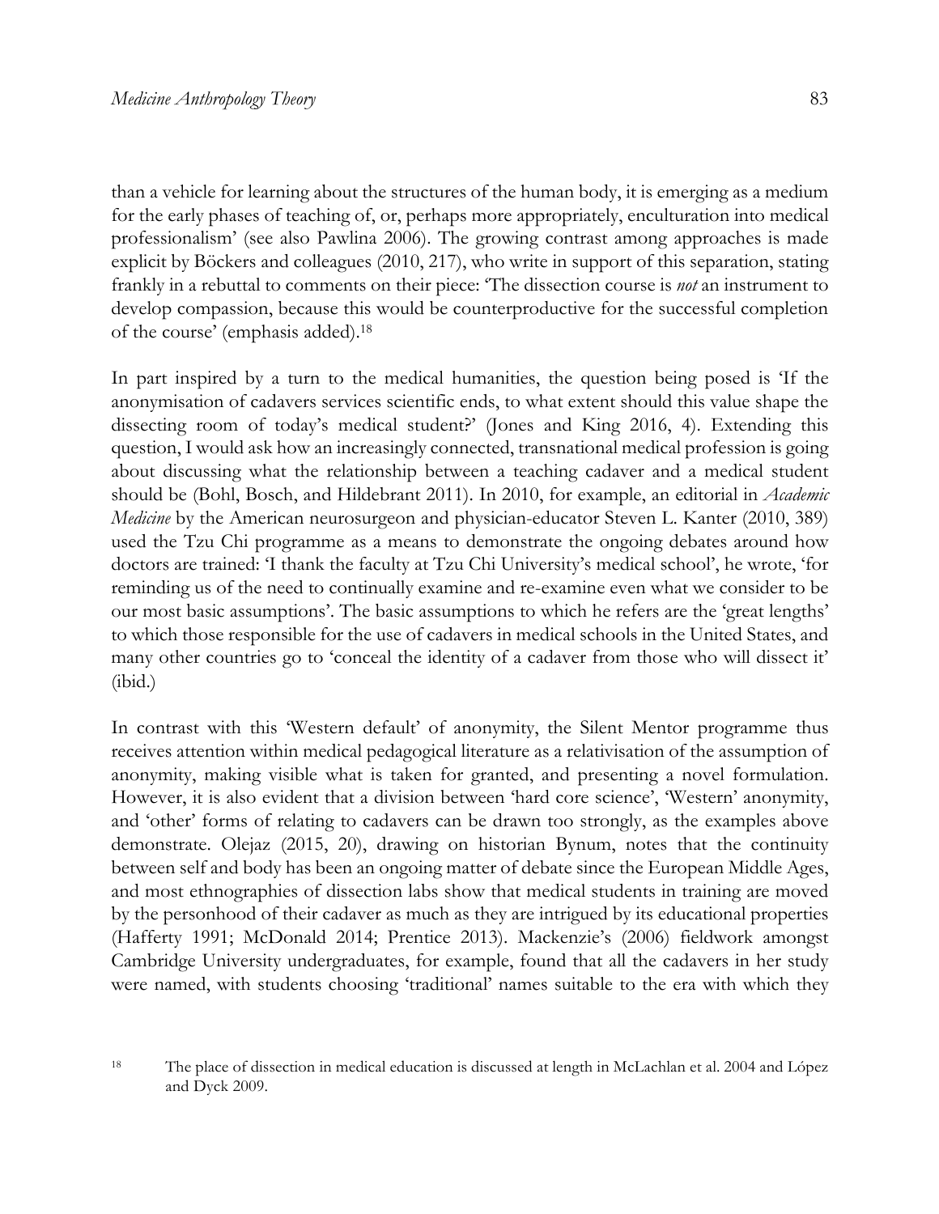than a vehicle for learning about the structures of the human body, it is emerging as a medium for the early phases of teaching of, or, perhaps more appropriately, enculturation into medical professionalism' (see also Pawlina 2006). The growing contrast among approaches is made explicit by Böckers and colleagues (2010, 217), who write in support of this separation, stating frankly in a rebuttal to comments on their piece: 'The dissection course is *not* an instrument to develop compassion, because this would be counterproductive for the successful completion of the course' (emphasis added).[18]

In part inspired by a turn to the medical humanities, the question being posed is 'If the anonymisation of cadavers services scientific ends, to what extent should this value shape the dissecting room of today's medical student?' (Jones and King 2016, 4). Extending this question, I would ask how an increasingly connected, transnational medical profession is going about discussing what the relationship between a teaching cadaver and a medical student should be (Bohl, Bosch, and Hildebrant 2011). In 2010, for example, an editorial in *Academic Medicine* by the American neurosurgeon and physician-educator Steven L. Kanter (2010, 389) used the Tzu Chi programme as a means to demonstrate the ongoing debates around how doctors are trained: 'I thank the faculty at Tzu Chi University's medical school', he wrote, 'for reminding us of the need to continually examine and re-examine even what we consider to be our most basic assumptions'. The basic assumptions to which he refers are the 'great lengths' to which those responsible for the use of cadavers in medical schools in the United States, and many other countries go to 'conceal the identity of a cadaver from those who will dissect it' (ibid.)

In contrast with this 'Western default' of anonymity, the Silent Mentor programme thus receives attention within medical pedagogical literature as a relativisation of the assumption of anonymity, making visible what is taken for granted, and presenting a novel formulation. However, it is also evident that a division between 'hard core science', 'Western' anonymity, and 'other' forms of relating to cadavers can be drawn too strongly, as the examples above demonstrate. Olejaz (2015, 20), drawing on historian Bynum, notes that the continuity between self and body has been an ongoing matter of debate since the European Middle Ages, and most ethnographies of dissection labs show that medical students in training are moved by the personhood of their cadaver as much as they are intrigued by its educational properties (Hafferty 1991; McDonald 2014; Prentice 2013). Mackenzie's (2006) fieldwork amongst Cambridge University undergraduates, for example, found that all the cadavers in her study were named, with students choosing 'traditional' names suitable to the era with which they

[18] The place of dissection in medical education is discussed at length in McLachlan et al. 2004 and López and Dyck 2009.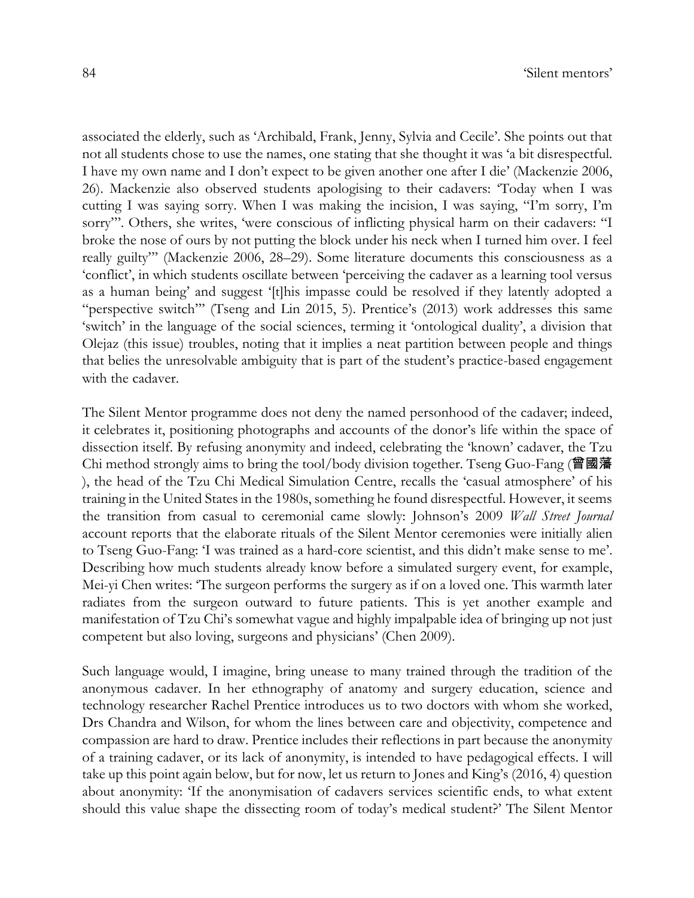associated the elderly, such as 'Archibald, Frank, Jenny, Sylvia and Cecile'. She points out that not all students chose to use the names, one stating that she thought it was 'a bit disrespectful. I have my own name and I don't expect to be given another one after I die' (Mackenzie 2006, 26). Mackenzie also observed students apologising to their cadavers: 'Today when I was cutting I was saying sorry. When I was making the incision, I was saying, "I'm sorry, I'm sorry"'. Others, she writes, 'were conscious of inflicting physical harm on their cadavers: "I broke the nose of ours by not putting the block under his neck when I turned him over. I feel really guilty"' (Mackenzie 2006, 28–29). Some literature documents this consciousness as a 'conflict', in which students oscillate between 'perceiving the cadaver as a learning tool versus as a human being' and suggest '[t]his impasse could be resolved if they latently adopted a "perspective switch"' (Tseng and Lin 2015, 5). Prentice's (2013) work addresses this same 'switch' in the language of the social sciences, terming it 'ontological duality', a division that Olejaz (this issue) troubles, noting that it implies a neat partition between people and things that belies the unresolvable ambiguity that is part of the student's practice-based engagement with the cadaver.

The Silent Mentor programme does not deny the named personhood of the cadaver; indeed, it celebrates it, positioning photographs and accounts of the donor's life within the space of dissection itself. By refusing anonymity and indeed, celebrating the 'known' cadaver, the Tzu Chi method strongly aims to bring the tool/body division together. Tseng Guo-Fang (**曾國藩**), the head of the Tzu Chi Medical Simulation Centre, recalls the 'casual atmosphere' of his training in the United States in the 1980s, something he found disrespectful. However, it seems the transition from casual to ceremonial came slowly: Johnson's 2009 *Wall Street Journal* account reports that the elaborate rituals of the Silent Mentor ceremonies were initially alien to Tseng Guo-Fang: 'I was trained as a hard-core scientist, and this didn't make sense to me'. Describing how much students already know before a simulated surgery event, for example, Mei-yi Chen writes: 'The surgeon performs the surgery as if on a loved one. This warmth later radiates from the surgeon outward to future patients. This is yet another example and manifestation of Tzu Chi's somewhat vague and highly impalpable idea of bringing up not just competent but also loving, surgeons and physicians' (Chen 2009).

Such language would, I imagine, bring unease to many trained through the tradition of the anonymous cadaver. In her ethnography of anatomy and surgery education, science and technology researcher Rachel Prentice introduces us to two doctors with whom she worked, Drs Chandra and Wilson, for whom the lines between care and objectivity, competence and compassion are hard to draw. Prentice includes their reflections in part because the anonymity of a training cadaver, or its lack of anonymity, is intended to have pedagogical effects. I will take up this point again below, but for now, let us return to Jones and King's (2016, 4) question about anonymity: 'If the anonymisation of cadavers services scientific ends, to what extent should this value shape the dissecting room of today's medical student?' The Silent Mentor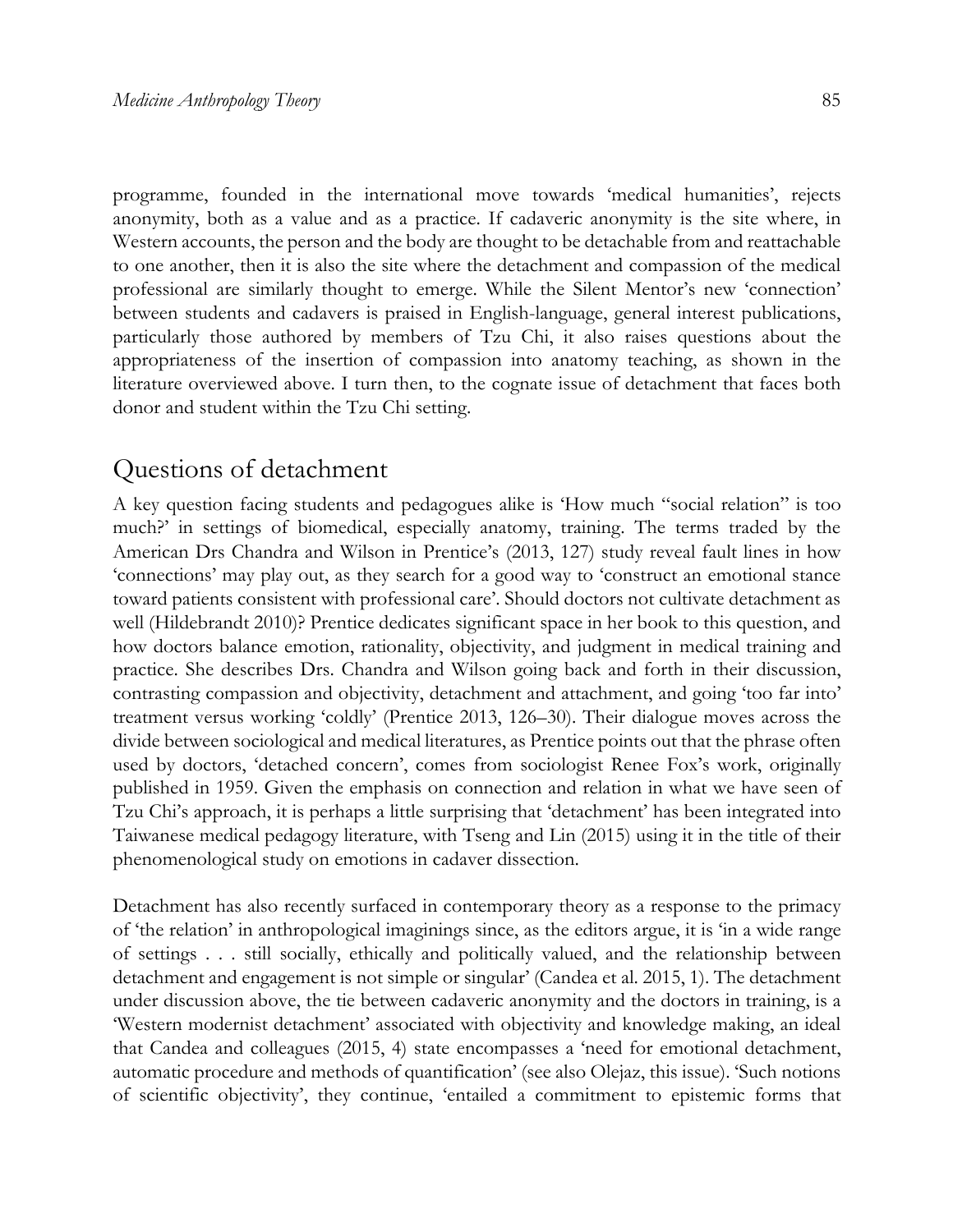programme, founded in the international move towards 'medical humanities', rejects anonymity, both as a value and as a practice. If cadaveric anonymity is the site where, in Western accounts, the person and the body are thought to be detachable from and reattachable to one another, then it is also the site where the detachment and compassion of the medical professional are similarly thought to emerge. While the Silent Mentor's new 'connection' between students and cadavers is praised in English-language, general interest publications, particularly those authored by members of Tzu Chi, it also raises questions about the appropriateness of the insertion of compassion into anatomy teaching, as shown in the literature overviewed above. I turn then, to the cognate issue of detachment that faces both donor and student within the Tzu Chi setting.

## Questions of detachment

A key question facing students and pedagogues alike is 'How much "social relation" is too much?' in settings of biomedical, especially anatomy, training. The terms traded by the American Drs Chandra and Wilson in Prentice's (2013, 127) study reveal fault lines in how 'connections' may play out, as they search for a good way to 'construct an emotional stance toward patients consistent with professional care'. Should doctors not cultivate detachment as well (Hildebrandt 2010)? Prentice dedicates significant space in her book to this question, and how doctors balance emotion, rationality, objectivity, and judgment in medical training and practice. She describes Drs. Chandra and Wilson going back and forth in their discussion, contrasting compassion and objectivity, detachment and attachment, and going 'too far into' treatment versus working 'coldly' (Prentice 2013, 126–30). Their dialogue moves across the divide between sociological and medical literatures, as Prentice points out that the phrase often used by doctors, 'detached concern', comes from sociologist Renee Fox's work, originally published in 1959. Given the emphasis on connection and relation in what we have seen of Tzu Chi's approach, it is perhaps a little surprising that 'detachment' has been integrated into Taiwanese medical pedagogy literature, with Tseng and Lin (2015) using it in the title of their phenomenological study on emotions in cadaver dissection.

Detachment has also recently surfaced in contemporary theory as a response to the primacy of 'the relation' in anthropological imaginings since, as the editors argue, it is 'in a wide range of settings . . . still socially, ethically and politically valued, and the relationship between detachment and engagement is not simple or singular' (Candea et al. 2015, 1). The detachment under discussion above, the tie between cadaveric anonymity and the doctors in training, is a 'Western modernist detachment' associated with objectivity and knowledge making, an ideal that Candea and colleagues (2015, 4) state encompasses a 'need for emotional detachment, automatic procedure and methods of quantification' (see also Olejaz, this issue). 'Such notions of scientific objectivity', they continue, 'entailed a commitment to epistemic forms that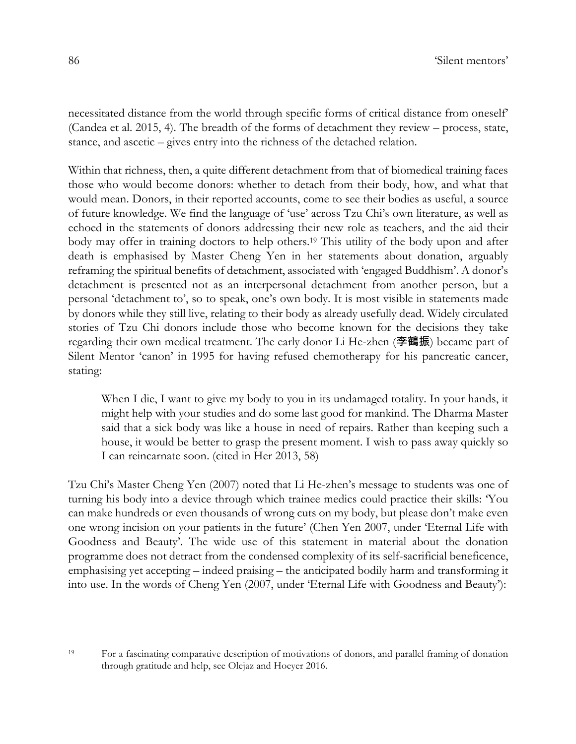necessitated distance from the world through specific forms of critical distance from oneself' (Candea et al. 2015, 4). The breadth of the forms of detachment they review – process, state, stance, and ascetic – gives entry into the richness of the detached relation.

Within that richness, then, a quite different detachment from that of biomedical training faces those who would become donors: whether to detach from their body, how, and what that would mean. Donors, in their reported accounts, come to see their bodies as useful, a source of future knowledge. We find the language of 'use' across Tzu Chi's own literature, as well as echoed in the statements of donors addressing their new role as teachers, and the aid their body may offer in training doctors to help others.[19] This utility of the body upon and after death is emphasised by Master Cheng Yen in her statements about donation, arguably reframing the spiritual benefits of detachment, associated with 'engaged Buddhism'. A donor's detachment is presented not as an interpersonal detachment from another person, but a personal 'detachment to', so to speak, one's own body. It is most visible in statements made by donors while they still live, relating to their body as already usefully dead. Widely circulated stories of Tzu Chi donors include those who become known for the decisions they take regarding their own medical treatment. The early donor Li He-zhen (李鶴振) became part of Silent Mentor 'canon' in 1995 for having refused chemotherapy for his pancreatic cancer, stating:

> When I die, I want to give my body to you in its undamaged totality. In your hands, it might help with your studies and do some last good for mankind. The Dharma Master said that a sick body was like a house in need of repairs. Rather than keeping such a house, it would be better to grasp the present moment. I wish to pass away quickly so I can reincarnate soon. (cited in Her 2013, 58)

Tzu Chi's Master Cheng Yen (2007) noted that Li He-zhen's message to students was one of turning his body into a device through which trainee medics could practice their skills: 'You can make hundreds or even thousands of wrong cuts on my body, but please don't make even one wrong incision on your patients in the future' (Chen Yen 2007, under 'Eternal Life with Goodness and Beauty'. The wide use of this statement in material about the donation programme does not detract from the condensed complexity of its self-sacrificial beneficence, emphasising yet accepting – indeed praising – the anticipated bodily harm and transforming it into use. In the words of Cheng Yen (2007, under 'Eternal Life with Goodness and Beauty'):

[19] For a fascinating comparative description of motivations of donors, and parallel framing of donation through gratitude and help, see Olejaz and Hoeyer 2016.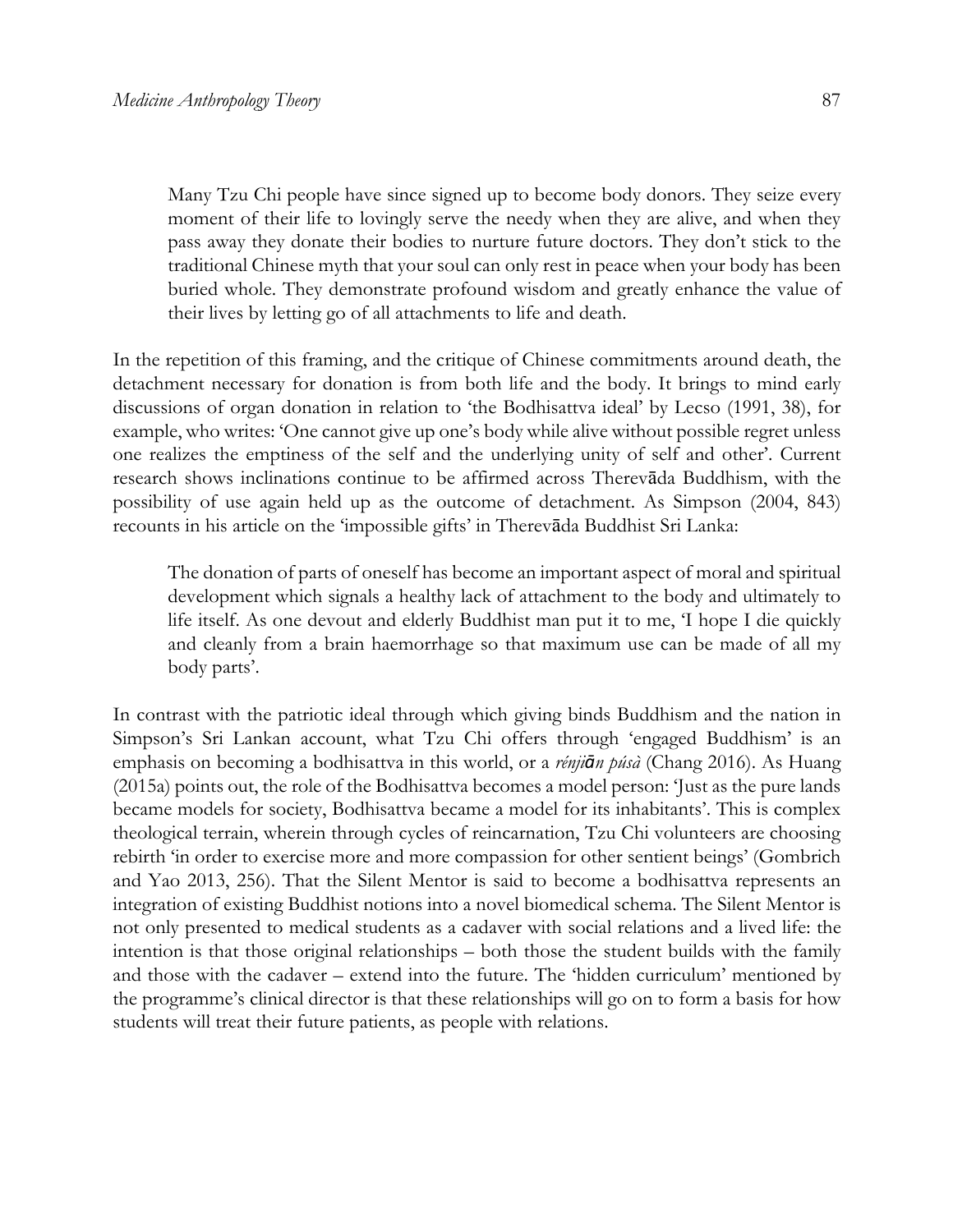> Many Tzu Chi people have since signed up to become body donors. They seize every moment of their life to lovingly serve the needy when they are alive, and when they pass away they donate their bodies to nurture future doctors. They don't stick to the traditional Chinese myth that your soul can only rest in peace when your body has been buried whole. They demonstrate profound wisdom and greatly enhance the value of their lives by letting go of all attachments to life and death.

In the repetition of this framing, and the critique of Chinese commitments around death, the detachment necessary for donation is from both life and the body. It brings to mind early discussions of organ donation in relation to 'the Bodhisattva ideal' by Lecso (1991, 38), for example, who writes: 'One cannot give up one's body while alive without possible regret unless one realizes the emptiness of the self and the underlying unity of self and other'. Current research shows inclinations continue to be affirmed across Therevāda Buddhism, with the possibility of use again held up as the outcome of detachment. As Simpson (2004, 843) recounts in his article on the 'impossible gifts' in Therevāda Buddhist Sri Lanka:

> The donation of parts of oneself has become an important aspect of moral and spiritual development which signals a healthy lack of attachment to the body and ultimately to life itself. As one devout and elderly Buddhist man put it to me, 'I hope I die quickly and cleanly from a brain haemorrhage so that maximum use can be made of all my body parts'.

In contrast with the patriotic ideal through which giving binds Buddhism and the nation in Simpson's Sri Lankan account, what Tzu Chi offers through 'engaged Buddhism' is an emphasis on becoming a bodhisattva in this world, or a *rénjiān púsà* (Chang 2016). As Huang (2015a) points out, the role of the Bodhisattva becomes a model person: 'Just as the pure lands became models for society, Bodhisattva became a model for its inhabitants'. This is complex theological terrain, wherein through cycles of reincarnation, Tzu Chi volunteers are choosing rebirth 'in order to exercise more and more compassion for other sentient beings' (Gombrich and Yao 2013, 256). That the Silent Mentor is said to become a bodhisattva represents an integration of existing Buddhist notions into a novel biomedical schema. The Silent Mentor is not only presented to medical students as a cadaver with social relations and a lived life: the intention is that those original relationships – both those the student builds with the family and those with the cadaver – extend into the future. The 'hidden curriculum' mentioned by the programme's clinical director is that these relationships will go on to form a basis for how students will treat their future patients, as people with relations.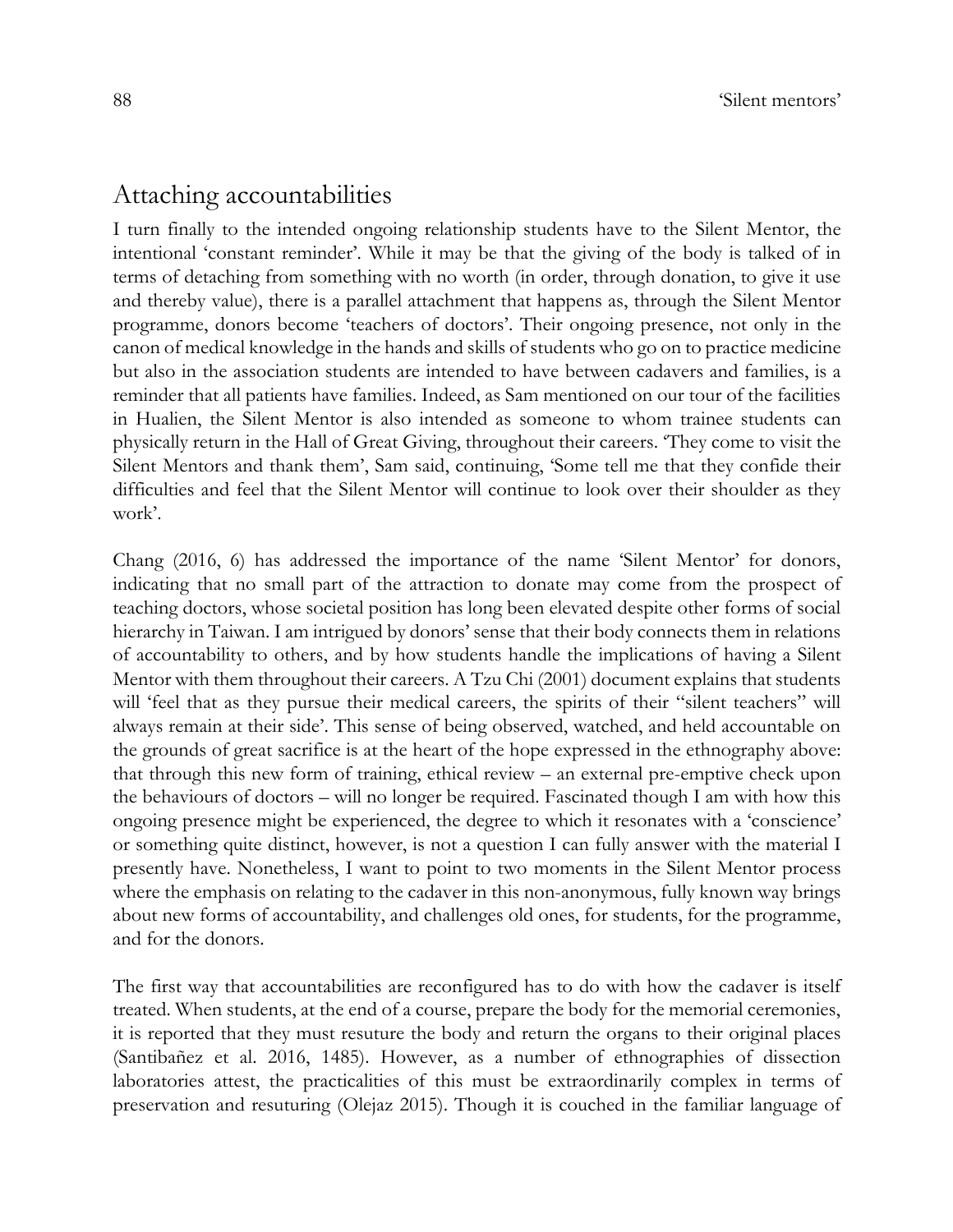## Attaching accountabilities

I turn finally to the intended ongoing relationship students have to the Silent Mentor, the intentional 'constant reminder'. While it may be that the giving of the body is talked of in terms of detaching from something with no worth (in order, through donation, to give it use and thereby value), there is a parallel attachment that happens as, through the Silent Mentor programme, donors become 'teachers of doctors'. Their ongoing presence, not only in the canon of medical knowledge in the hands and skills of students who go on to practice medicine but also in the association students are intended to have between cadavers and families, is a reminder that all patients have families. Indeed, as Sam mentioned on our tour of the facilities in Hualien, the Silent Mentor is also intended as someone to whom trainee students can physically return in the Hall of Great Giving, throughout their careers. 'They come to visit the Silent Mentors and thank them', Sam said, continuing, 'Some tell me that they confide their difficulties and feel that the Silent Mentor will continue to look over their shoulder as they work'.

Chang (2016, 6) has addressed the importance of the name 'Silent Mentor' for donors, indicating that no small part of the attraction to donate may come from the prospect of teaching doctors, whose societal position has long been elevated despite other forms of social hierarchy in Taiwan. I am intrigued by donors' sense that their body connects them in relations of accountability to others, and by how students handle the implications of having a Silent Mentor with them throughout their careers. A Tzu Chi (2001) document explains that students will 'feel that as they pursue their medical careers, the spirits of their "silent teachers" will always remain at their side'. This sense of being observed, watched, and held accountable on the grounds of great sacrifice is at the heart of the hope expressed in the ethnography above: that through this new form of training, ethical review – an external pre-emptive check upon the behaviours of doctors – will no longer be required. Fascinated though I am with how this ongoing presence might be experienced, the degree to which it resonates with a 'conscience' or something quite distinct, however, is not a question I can fully answer with the material I presently have. Nonetheless, I want to point to two moments in the Silent Mentor process where the emphasis on relating to the cadaver in this non-anonymous, fully known way brings about new forms of accountability, and challenges old ones, for students, for the programme, and for the donors.

The first way that accountabilities are reconfigured has to do with how the cadaver is itself treated. When students, at the end of a course, prepare the body for the memorial ceremonies, it is reported that they must resuture the body and return the organs to their original places (Santibañez et al. 2016, 1485). However, as a number of ethnographies of dissection laboratories attest, the practicalities of this must be extraordinarily complex in terms of preservation and resuturing (Olejaz 2015). Though it is couched in the familiar language of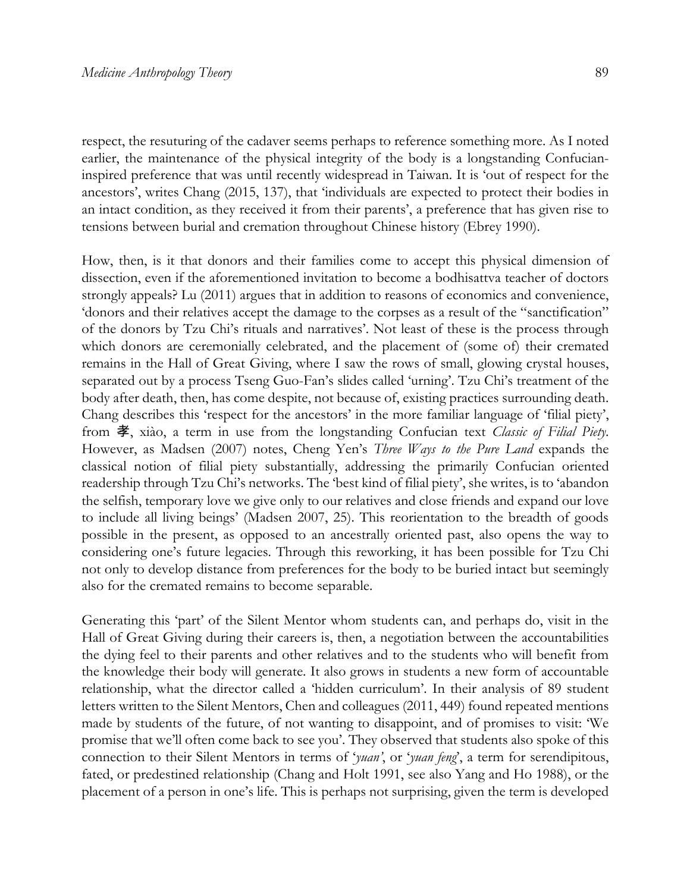respect, the resuturing of the cadaver seems perhaps to reference something more. As I noted earlier, the maintenance of the physical integrity of the body is a longstanding Confucian-inspired preference that was until recently widespread in Taiwan. It is 'out of respect for the ancestors', writes Chang (2015, 137), that 'individuals are expected to protect their bodies in an intact condition, as they received it from their parents', a preference that has given rise to tensions between burial and cremation throughout Chinese history (Ebrey 1990).

How, then, is it that donors and their families come to accept this physical dimension of dissection, even if the aforementioned invitation to become a bodhisattva teacher of doctors strongly appeals? Lu (2011) argues that in addition to reasons of economics and convenience, 'donors and their relatives accept the damage to the corpses as a result of the "sanctification" of the donors by Tzu Chi's rituals and narratives'. Not least of these is the process through which donors are ceremonially celebrated, and the placement of (some of) their cremated remains in the Hall of Great Giving, where I saw the rows of small, glowing crystal houses, separated out by a process Tseng Guo-Fan's slides called 'urning'. Tzu Chi's treatment of the body after death, then, has come despite, not because of, existing practices surrounding death. Chang describes this 'respect for the ancestors' in the more familiar language of 'filial piety', from 孝, xiào, a term in use from the longstanding Confucian text *Classic of Filial Piety*. However, as Madsen (2007) notes, Cheng Yen's *Three Ways to the Pure Land* expands the classical notion of filial piety substantially, addressing the primarily Confucian oriented readership through Tzu Chi's networks. The 'best kind of filial piety', she writes, is to 'abandon the selfish, temporary love we give only to our relatives and close friends and expand our love to include all living beings' (Madsen 2007, 25). This reorientation to the breadth of goods possible in the present, as opposed to an ancestrally oriented past, also opens the way to considering one's future legacies. Through this reworking, it has been possible for Tzu Chi not only to develop distance from preferences for the body to be buried intact but seemingly also for the cremated remains to become separable.

Generating this 'part' of the Silent Mentor whom students can, and perhaps do, visit in the Hall of Great Giving during their careers is, then, a negotiation between the accountabilities the dying feel to their parents and other relatives and to the students who will benefit from the knowledge their body will generate. It also grows in students a new form of accountable relationship, what the director called a 'hidden curriculum'. In their analysis of 89 student letters written to the Silent Mentors, Chen and colleagues (2011, 449) found repeated mentions made by students of the future, of not wanting to disappoint, and of promises to visit: 'We promise that we'll often come back to see you'. They observed that students also spoke of this connection to their Silent Mentors in terms of '*yuan'*, or '*yuan feng*', a term for serendipitous, fated, or predestined relationship (Chang and Holt 1991, see also Yang and Ho 1988), or the placement of a person in one's life. This is perhaps not surprising, given the term is developed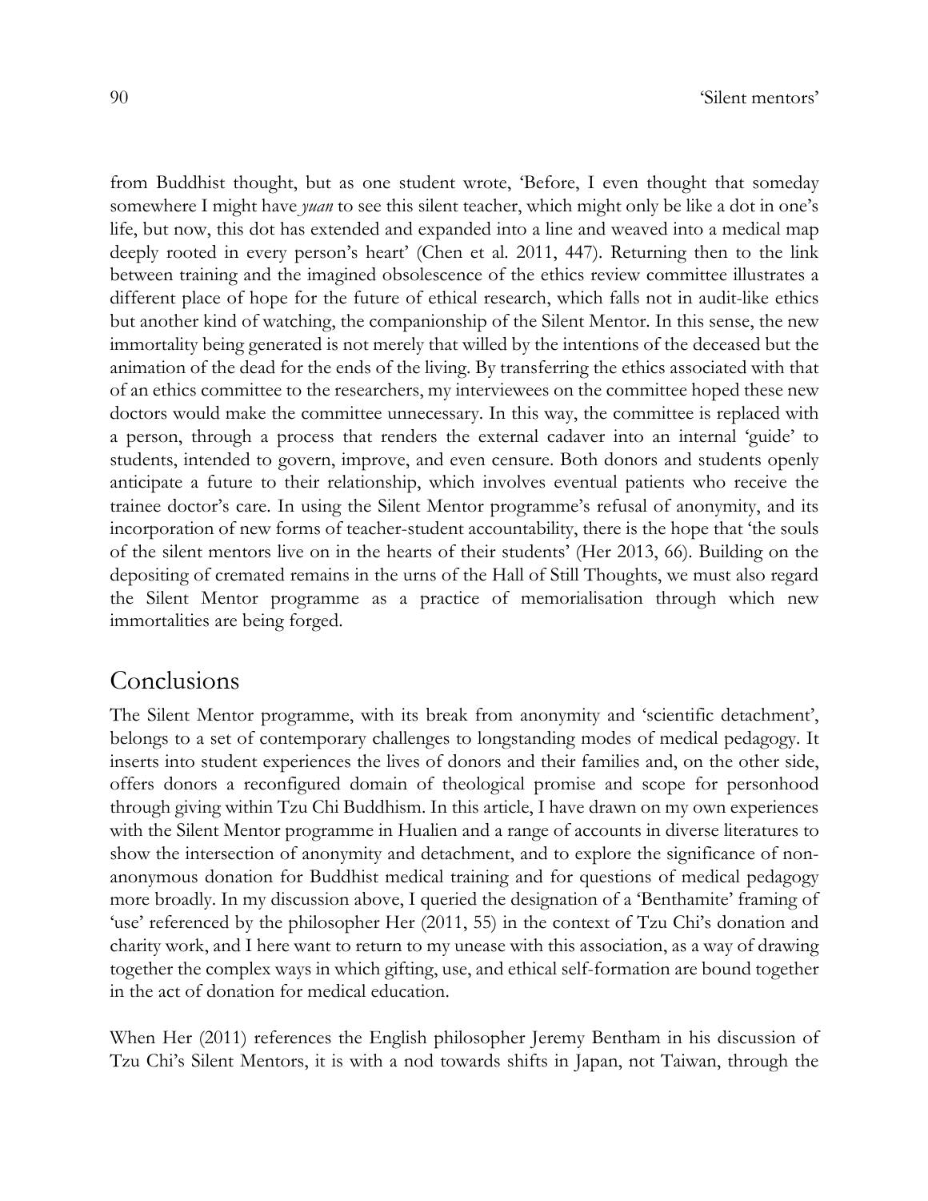from Buddhist thought, but as one student wrote, 'Before, I even thought that someday somewhere I might have *yuan* to see this silent teacher, which might only be like a dot in one's life, but now, this dot has extended and expanded into a line and weaved into a medical map deeply rooted in every person's heart' (Chen et al. 2011, 447). Returning then to the link between training and the imagined obsolescence of the ethics review committee illustrates a different place of hope for the future of ethical research, which falls not in audit-like ethics but another kind of watching, the companionship of the Silent Mentor. In this sense, the new immortality being generated is not merely that willed by the intentions of the deceased but the animation of the dead for the ends of the living. By transferring the ethics associated with that of an ethics committee to the researchers, my interviewees on the committee hoped these new doctors would make the committee unnecessary. In this way, the committee is replaced with a person, through a process that renders the external cadaver into an internal 'guide' to students, intended to govern, improve, and even censure. Both donors and students openly anticipate a future to their relationship, which involves eventual patients who receive the trainee doctor's care. In using the Silent Mentor programme's refusal of anonymity, and its incorporation of new forms of teacher-student accountability, there is the hope that 'the souls of the silent mentors live on in the hearts of their students' (Her 2013, 66). Building on the depositing of cremated remains in the urns of the Hall of Still Thoughts, we must also regard the Silent Mentor programme as a practice of memorialisation through which new immortalities are being forged.

## Conclusions

The Silent Mentor programme, with its break from anonymity and 'scientific detachment', belongs to a set of contemporary challenges to longstanding modes of medical pedagogy. It inserts into student experiences the lives of donors and their families and, on the other side, offers donors a reconfigured domain of theological promise and scope for personhood through giving within Tzu Chi Buddhism. In this article, I have drawn on my own experiences with the Silent Mentor programme in Hualien and a range of accounts in diverse literatures to show the intersection of anonymity and detachment, and to explore the significance of non-anonymous donation for Buddhist medical training and for questions of medical pedagogy more broadly. In my discussion above, I queried the designation of a 'Benthamite' framing of 'use' referenced by the philosopher Her (2011, 55) in the context of Tzu Chi's donation and charity work, and I here want to return to my unease with this association, as a way of drawing together the complex ways in which gifting, use, and ethical self-formation are bound together in the act of donation for medical education.

When Her (2011) references the English philosopher Jeremy Bentham in his discussion of Tzu Chi's Silent Mentors, it is with a nod towards shifts in Japan, not Taiwan, through the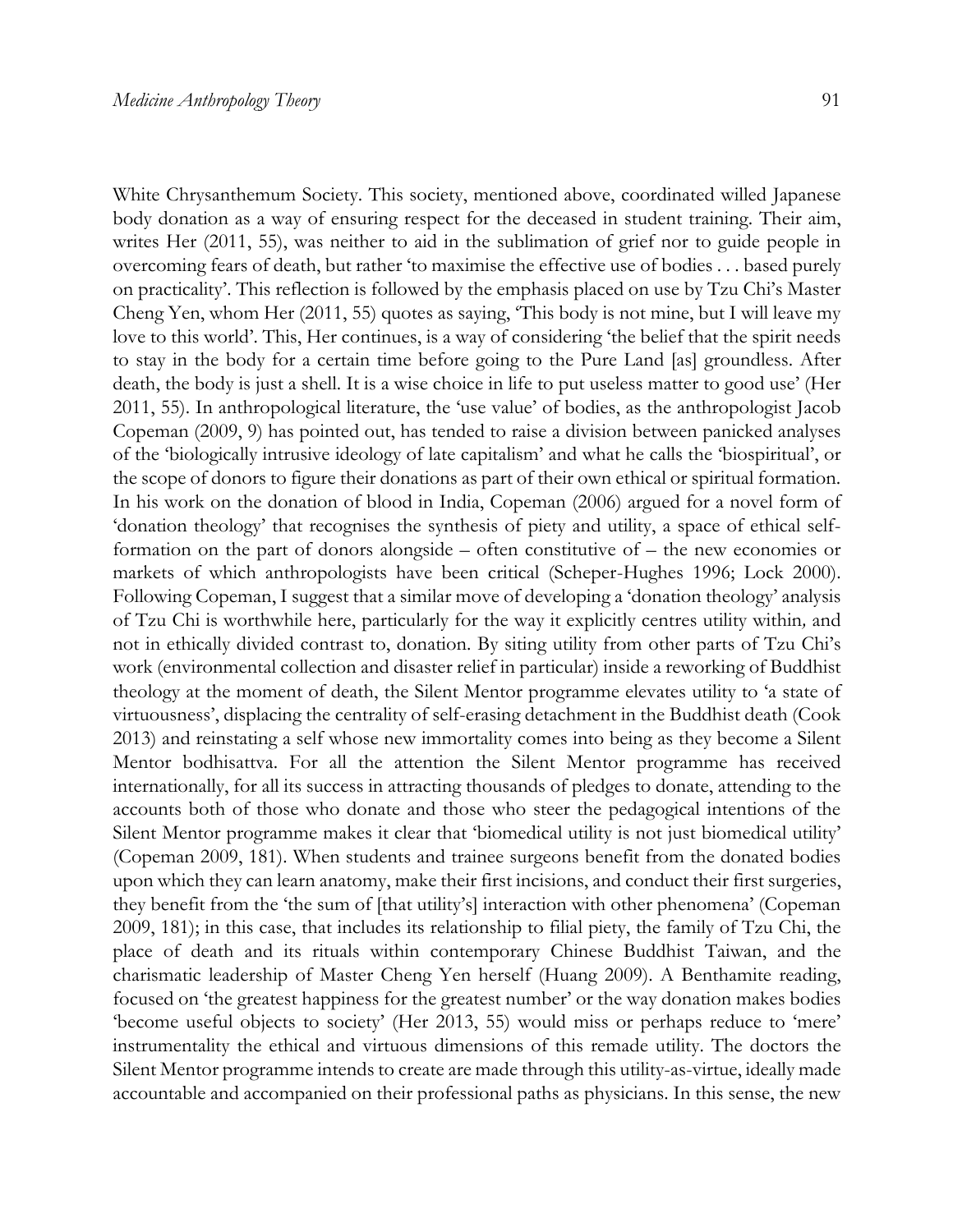White Chrysanthemum Society. This society, mentioned above, coordinated willed Japanese body donation as a way of ensuring respect for the deceased in student training. Their aim, writes Her (2011, 55), was neither to aid in the sublimation of grief nor to guide people in overcoming fears of death, but rather 'to maximise the effective use of bodies . . . based purely on practicality'. This reflection is followed by the emphasis placed on use by Tzu Chi's Master Cheng Yen, whom Her (2011, 55) quotes as saying, 'This body is not mine, but I will leave my love to this world'. This, Her continues, is a way of considering 'the belief that the spirit needs to stay in the body for a certain time before going to the Pure Land [as] groundless. After death, the body is just a shell. It is a wise choice in life to put useless matter to good use' (Her 2011, 55). In anthropological literature, the 'use value' of bodies, as the anthropologist Jacob Copeman (2009, 9) has pointed out, has tended to raise a division between panicked analyses of the 'biologically intrusive ideology of late capitalism' and what he calls the 'biospiritual', or the scope of donors to figure their donations as part of their own ethical or spiritual formation. In his work on the donation of blood in India, Copeman (2006) argued for a novel form of 'donation theology' that recognises the synthesis of piety and utility, a space of ethical self-formation on the part of donors alongside – often constitutive of – the new economies or markets of which anthropologists have been critical (Scheper-Hughes 1996; Lock 2000). Following Copeman, I suggest that a similar move of developing a 'donation theology' analysis of Tzu Chi is worthwhile here, particularly for the way it explicitly centres utility *within*, and not in ethically divided contrast to, donation. By siting utility from other parts of Tzu Chi's work (environmental collection and disaster relief in particular) inside a reworking of Buddhist theology at the moment of death, the Silent Mentor programme elevates utility to 'a state of virtuousness', displacing the centrality of self-erasing detachment in the Buddhist death (Cook 2013) and reinstating a self whose new immortality comes into being as they become a Silent Mentor bodhisattva. For all the attention the Silent Mentor programme has received internationally, for all its success in attracting thousands of pledges to donate, attending to the accounts both of those who donate and those who steer the pedagogical intentions of the Silent Mentor programme makes it clear that 'biomedical utility is not just biomedical utility' (Copeman 2009, 181). When students and trainee surgeons benefit from the donated bodies upon which they can learn anatomy, make their first incisions, and conduct their first surgeries, they benefit from the 'the sum of [that utility's] interaction with other phenomena' (Copeman 2009, 181); in this case, that includes its relationship to filial piety, the family of Tzu Chi, the place of death and its rituals within contemporary Chinese Buddhist Taiwan, and the charismatic leadership of Master Cheng Yen herself (Huang 2009). A Benthamite reading, focused on 'the greatest happiness for the greatest number' or the way donation makes bodies 'become useful objects to society' (Her 2013, 55) would miss or perhaps reduce to 'mere' instrumentality the ethical and virtuous dimensions of this remade utility. The doctors the Silent Mentor programme intends to create are made through this utility-as-virtue, ideally made accountable and accompanied on their professional paths as physicians. In this sense, the new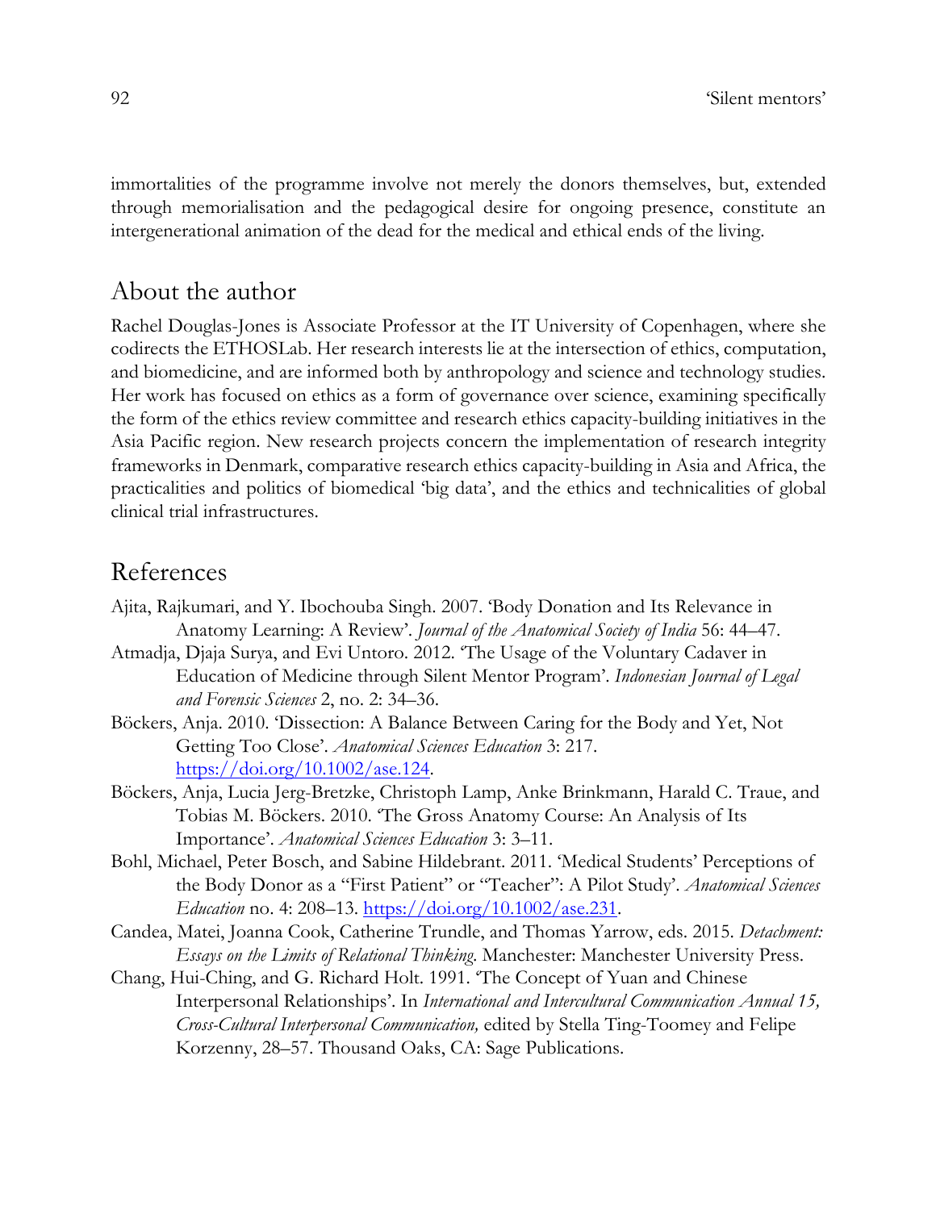immortalities of the programme involve not merely the donors themselves, but, extended through memorialisation and the pedagogical desire for ongoing presence, constitute an intergenerational animation of the dead for the medical and ethical ends of the living.

## About the author

Rachel Douglas-Jones is Associate Professor at the IT University of Copenhagen, where she codirects the ETHOSLab. Her research interests lie at the intersection of ethics, computation, and biomedicine, and are informed both by anthropology and science and technology studies. Her work has focused on ethics as a form of governance over science, examining specifically the form of the ethics review committee and research ethics capacity-building initiatives in the Asia Pacific region. New research projects concern the implementation of research integrity frameworks in Denmark, comparative research ethics capacity-building in Asia and Africa, the practicalities and politics of biomedical 'big data', and the ethics and technicalities of global clinical trial infrastructures.

## References

Ajita, Rajkumari, and Y. Ibochouba Singh. 2007. 'Body Donation and Its Relevance in Anatomy Learning: A Review'. *Journal of the Anatomical Society of India* 56: 44–47.

Atmadja, Djaja Surya, and Evi Untoro. 2012. 'The Usage of the Voluntary Cadaver in Education of Medicine through Silent Mentor Program'. *Indonesian Journal of Legal and Forensic Sciences* 2, no. 2: 34–36.

Böckers, Anja. 2010. 'Dissection: A Balance Between Caring for the Body and Yet, Not Getting Too Close'. *Anatomical Sciences Education* 3: 217. https://doi.org/10.1002/ase.124.

Böckers, Anja, Lucia Jerg-Bretzke, Christoph Lamp, Anke Brinkmann, Harald C. Traue, and Tobias M. Böckers. 2010. 'The Gross Anatomy Course: An Analysis of Its Importance'. *Anatomical Sciences Education* 3: 3–11.

Bohl, Michael, Peter Bosch, and Sabine Hildebrant. 2011. 'Medical Students' Perceptions of the Body Donor as a "First Patient" or "Teacher": A Pilot Study'. *Anatomical Sciences Education* no. 4: 208–13. https://doi.org/10.1002/ase.231.

Candea, Matei, Joanna Cook, Catherine Trundle, and Thomas Yarrow, eds. 2015. *Detachment: Essays on the Limits of Relational Thinking.* Manchester: Manchester University Press.

Chang, Hui-Ching, and G. Richard Holt. 1991. 'The Concept of Yuan and Chinese Interpersonal Relationships'. In *International and Intercultural Communication Annual 15, Cross-Cultural Interpersonal Communication,* edited by Stella Ting-Toomey and Felipe Korzenny, 28–57. Thousand Oaks, CA: Sage Publications.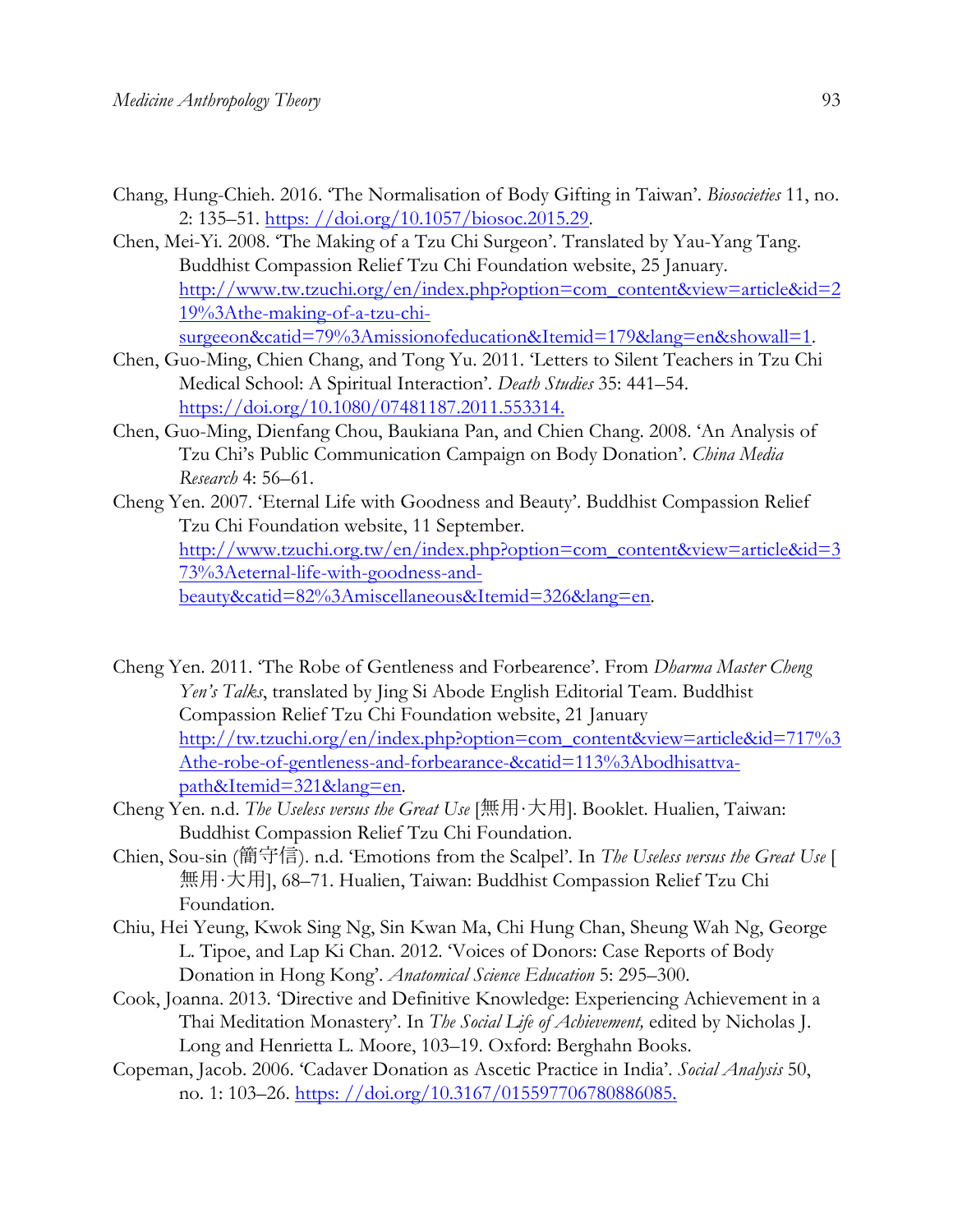Chang, Hung-Chieh. 2016. 'The Normalisation of Body Gifting in Taiwan'. *Biosocieties* 11, no. 2: 135–51. https: //doi.org/10.1057/biosoc.2015.29.

Chen, Mei-Yi. 2008. 'The Making of a Tzu Chi Surgeon'. Translated by Yau-Yang Tang. Buddhist Compassion Relief Tzu Chi Foundation website, 25 January. http://www.tw.tzuchi.org/en/index.php?option=com_content&view=article&id=219%3Athe-making-of-a-tzu-chi-surgeeon&catid=79%3Amissionofeducation&Itemid=179&lang=en&showall=1.

Chen, Guo-Ming, Chien Chang, and Tong Yu. 2011. 'Letters to Silent Teachers in Tzu Chi Medical School: A Spiritual Interaction'. *Death Studies* 35: 441–54. https://doi.org/10.1080/07481187.2011.553314.

Chen, Guo-Ming, Dienfang Chou, Baukiana Pan, and Chien Chang. 2008. 'An Analysis of Tzu Chi's Public Communication Campaign on Body Donation'. *China Media Research* 4: 56–61.

Cheng Yen. 2007. 'Eternal Life with Goodness and Beauty'. Buddhist Compassion Relief Tzu Chi Foundation website, 11 September. http://www.tzuchi.org.tw/en/index.php?option=com_content&view=article&id=373%3Aeternal-life-with-goodness-and-beauty&catid=82%3Amiscellaneous&Itemid=326&lang=en.

Cheng Yen. 2011. 'The Robe of Gentleness and Forbearence'. From *Dharma Master Cheng Yen's Talks*, translated by Jing Si Abode English Editorial Team. Buddhist Compassion Relief Tzu Chi Foundation website, 21 January http://tw.tzuchi.org/en/index.php?option=com_content&view=article&id=717%3Athe-robe-of-gentleness-and-forbearance-&catid=113%3Abodhisattva-path&Itemid=321&lang=en.

Cheng Yen. n.d. *The Useless versus the Great Use* [無用·大用]. Booklet. Hualien, Taiwan: Buddhist Compassion Relief Tzu Chi Foundation.

Chien, Sou-sin (簡守信). n.d. 'Emotions from the Scalpel'. In *The Useless versus the Great Use* [無用·大用], 68–71. Hualien, Taiwan: Buddhist Compassion Relief Tzu Chi Foundation.

Chiu, Hei Yeung, Kwok Sing Ng, Sin Kwan Ma, Chi Hung Chan, Sheung Wah Ng, George L. Tipoe, and Lap Ki Chan. 2012. 'Voices of Donors: Case Reports of Body Donation in Hong Kong'. *Anatomical Science Education* 5: 295–300.

Cook, Joanna. 2013. 'Directive and Definitive Knowledge: Experiencing Achievement in a Thai Meditation Monastery'. In *The Social Life of Achievement,* edited by Nicholas J. Long and Henrietta L. Moore, 103–19. Oxford: Berghahn Books.

Copeman, Jacob. 2006. 'Cadaver Donation as Ascetic Practice in India'. *Social Analysis* 50, no. 1: 103–26. https: //doi.org/10.3167/015597706780886085.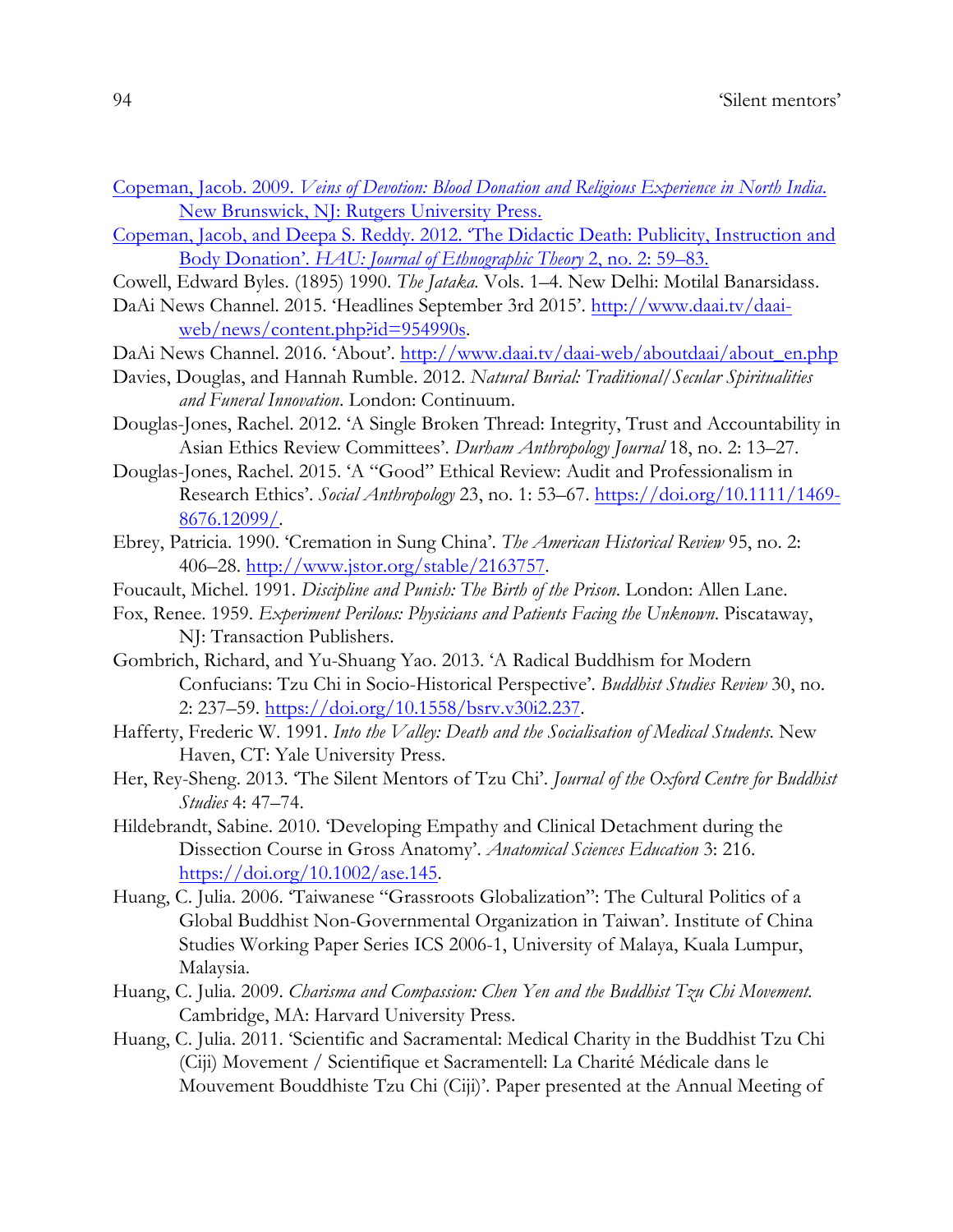Copeman, Jacob. 2009. *Veins of Devotion: Blood Donation and Religious Experience in North India*. New Brunswick, NJ: Rutgers University Press.

Copeman, Jacob, and Deepa S. Reddy. 2012. 'The Didactic Death: Publicity, Instruction and Body Donation'. *HAU: Journal of Ethnographic Theory* 2, no. 2: 59–83.

Cowell, Edward Byles. (1895) 1990. *The Jataka*. Vols. 1–4. New Delhi: Motilal Banarsidass.

DaAi News Channel. 2015. 'Headlines September 3rd 2015'. http://www.daai.tv/daai-web/news/content.php?id=954990s.

DaAi News Channel. 2016. 'About'. http://www.daai.tv/daai-web/aboutdaai/about_en.php

Davies, Douglas, and Hannah Rumble. 2012. *Natural Burial: Traditional/Secular Spiritualities and Funeral Innovation*. London: Continuum.

Douglas-Jones, Rachel. 2012. 'A Single Broken Thread: Integrity, Trust and Accountability in Asian Ethics Review Committees'. *Durham Anthropology Journal* 18, no. 2: 13–27.

Douglas-Jones, Rachel. 2015. 'A "Good" Ethical Review: Audit and Professionalism in Research Ethics'. *Social Anthropology* 23, no. 1: 53–67. https://doi.org/10.1111/1469-8676.12099/.

Ebrey, Patricia. 1990. 'Cremation in Sung China'. *The American Historical Review* 95, no. 2: 406–28. http://www.jstor.org/stable/2163757.

Foucault, Michel. 1991. *Discipline and Punish: The Birth of the Prison*. London: Allen Lane.

Fox, Renee. 1959. *Experiment Perilous: Physicians and Patients Facing the Unknown*. Piscataway, NJ: Transaction Publishers.

Gombrich, Richard, and Yu-Shuang Yao. 2013. 'A Radical Buddhism for Modern Confucians: Tzu Chi in Socio-Historical Perspective'. *Buddhist Studies Review* 30, no. 2: 237–59. https://doi.org/10.1558/bsrv.v30i2.237.

Hafferty, Frederic W. 1991. *Into the Valley: Death and the Socialisation of Medical Students*. New Haven, CT: Yale University Press.

Her, Rey-Sheng. 2013. 'The Silent Mentors of Tzu Chi'. *Journal of the Oxford Centre for Buddhist Studies* 4: 47–74.

Hildebrandt, Sabine. 2010. 'Developing Empathy and Clinical Detachment during the Dissection Course in Gross Anatomy'. *Anatomical Sciences Education* 3: 216. https://doi.org/10.1002/ase.145.

Huang, C. Julia. 2006. 'Taiwanese "Grassroots Globalization": The Cultural Politics of a Global Buddhist Non-Governmental Organization in Taiwan'. Institute of China Studies Working Paper Series ICS 2006-1, University of Malaya, Kuala Lumpur, Malaysia.

Huang, C. Julia. 2009. *Charisma and Compassion: Chen Yen and the Buddhist Tzu Chi Movement*. Cambridge, MA: Harvard University Press.

Huang, C. Julia. 2011. 'Scientific and Sacramental: Medical Charity in the Buddhist Tzu Chi (Ciji) Movement / Scientifique et Sacramentell: La Charité Médicale dans le Mouvement Bouddhiste Tzu Chi (Ciji)'. Paper presented at the Annual Meeting of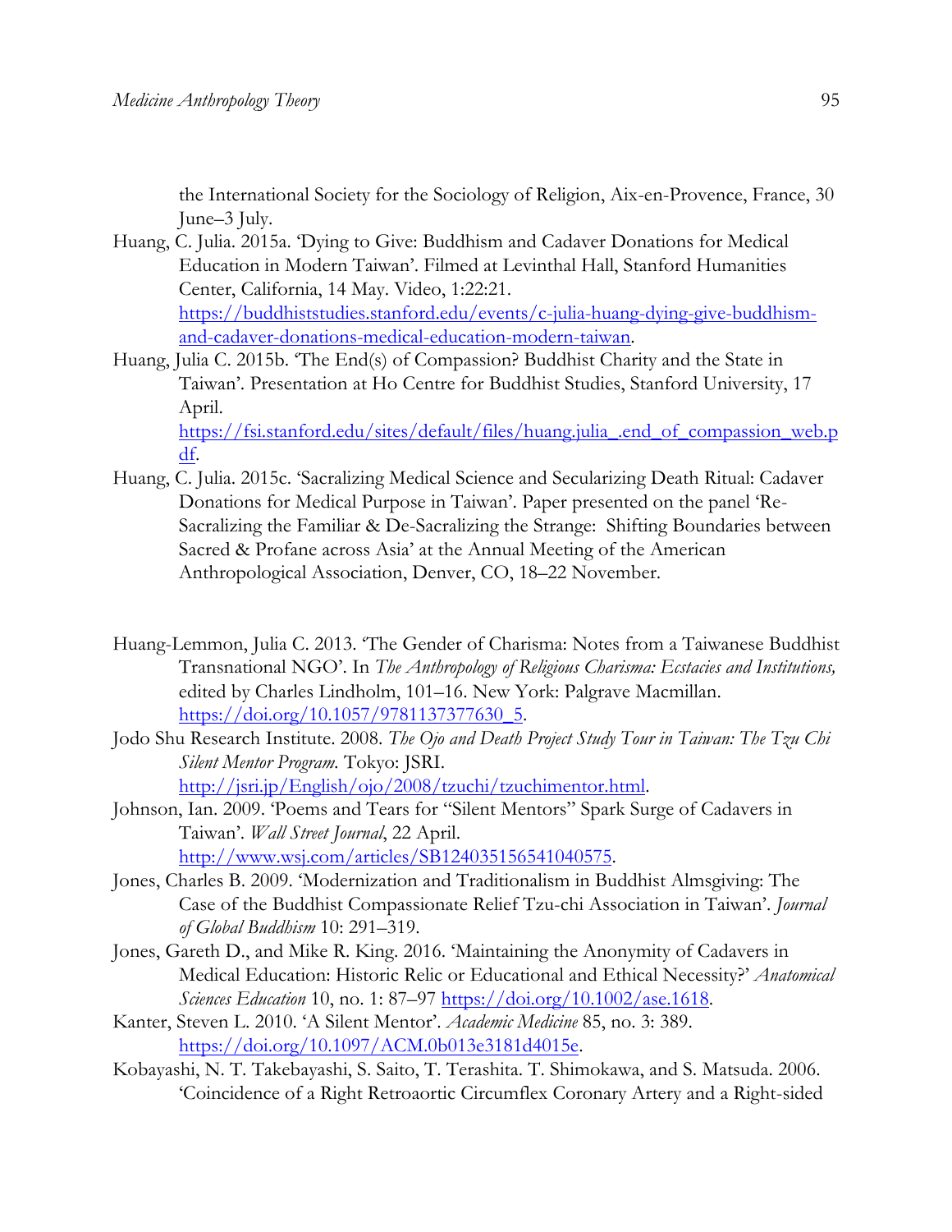the International Society for the Sociology of Religion, Aix-en-Provence, France, 30 June–3 July.

Huang, C. Julia. 2015a. 'Dying to Give: Buddhism and Cadaver Donations for Medical Education in Modern Taiwan'. Filmed at Levinthal Hall, Stanford Humanities Center, California, 14 May. Video, 1:22:21. https://buddhiststudies.stanford.edu/events/c-julia-huang-dying-give-buddhism-and-cadaver-donations-medical-education-modern-taiwan.

Huang, Julia C. 2015b. 'The End(s) of Compassion? Buddhist Charity and the State in Taiwan'. Presentation at Ho Centre for Buddhist Studies, Stanford University, 17 April. https://fsi.stanford.edu/sites/default/files/huang.julia_.end_of_compassion_web.pdf.

Huang, C. Julia. 2015c. 'Sacralizing Medical Science and Secularizing Death Ritual: Cadaver Donations for Medical Purpose in Taiwan'. Paper presented on the panel 'Re-Sacralizing the Familiar & De-Sacralizing the Strange: Shifting Boundaries between Sacred & Profane across Asia' at the Annual Meeting of the American Anthropological Association, Denver, CO, 18–22 November.

Huang-Lemmon, Julia C. 2013. 'The Gender of Charisma: Notes from a Taiwanese Buddhist Transnational NGO'. In *The Anthropology of Religious Charisma: Ecstacies and Institutions,* edited by Charles Lindholm, 101–16. New York: Palgrave Macmillan. https://doi.org/10.1057/9781137377630_5.

Jodo Shu Research Institute. 2008. *The Ojo and Death Project Study Tour in Taiwan: The Tzu Chi Silent Mentor Program.* Tokyo: JSRI. http://jsri.jp/English/ojo/2008/tzuchi/tzuchimentor.html.

Johnson, Ian. 2009. 'Poems and Tears for "Silent Mentors" Spark Surge of Cadavers in Taiwan'. *Wall Street Journal*, 22 April. http://www.wsj.com/articles/SB124035156541040575.

Jones, Charles B. 2009. 'Modernization and Traditionalism in Buddhist Almsgiving: The Case of the Buddhist Compassionate Relief Tzu-chi Association in Taiwan'. *Journal of Global Buddhism* 10: 291–319.

Jones, Gareth D., and Mike R. King. 2016. 'Maintaining the Anonymity of Cadavers in Medical Education: Historic Relic or Educational and Ethical Necessity?' *Anatomical Sciences Education* 10, no. 1: 87–97 https://doi.org/10.1002/ase.1618.

Kanter, Steven L. 2010. 'A Silent Mentor'. *Academic Medicine* 85, no. 3: 389. https://doi.org/10.1097/ACM.0b013e3181d4015e.

Kobayashi, N. T. Takebayashi, S. Saito, T. Terashita. T. Shimokawa, and S. Matsuda. 2006. 'Coincidence of a Right Retroaortic Circumflex Coronary Artery and a Right-sided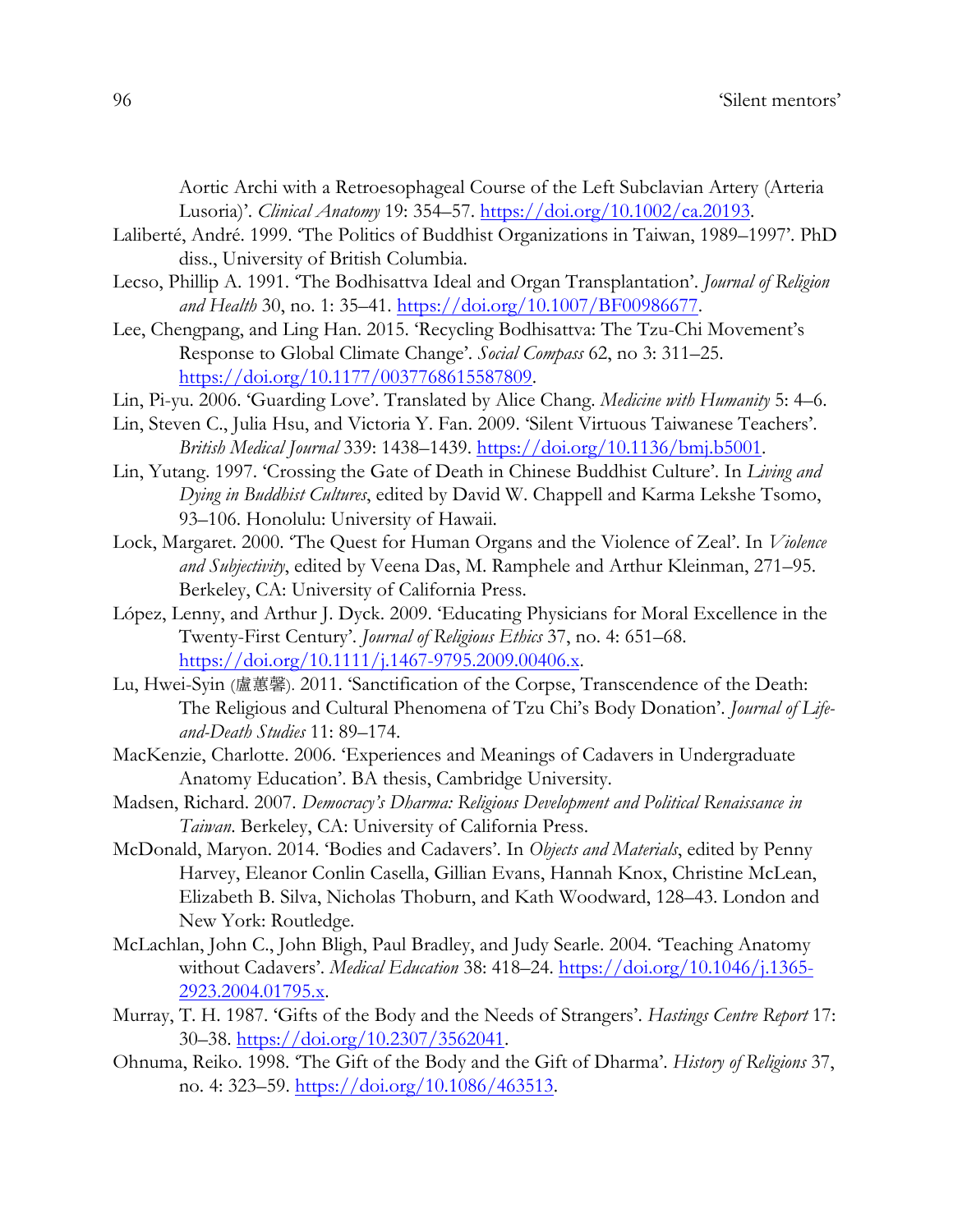Aortic Archi with a Retroesophageal Course of the Left Subclavian Artery (Arteria Lusoria)'. *Clinical Anatomy* 19: 354–57. https://doi.org/10.1002/ca.20193.

Laliberté, André. 1999. 'The Politics of Buddhist Organizations in Taiwan, 1989–1997'. PhD diss., University of British Columbia.

Lecso, Phillip A. 1991. 'The Bodhisattva Ideal and Organ Transplantation'. *Journal of Religion and Health* 30, no. 1: 35–41. https://doi.org/10.1007/BF00986677.

Lee, Chengpang, and Ling Han. 2015. 'Recycling Bodhisattva: The Tzu-Chi Movement's Response to Global Climate Change'. *Social Compass* 62, no 3: 311–25. https://doi.org/10.1177/0037768615587809.

Lin, Pi-yu. 2006. 'Guarding Love'. Translated by Alice Chang. *Medicine with Humanity* 5: 4–6.

Lin, Steven C., Julia Hsu, and Victoria Y. Fan. 2009. 'Silent Virtuous Taiwanese Teachers'. *British Medical Journal* 339: 1438–1439. https://doi.org/10.1136/bmj.b5001.

Lin, Yutang. 1997. 'Crossing the Gate of Death in Chinese Buddhist Culture'. In *Living and Dying in Buddhist Cultures*, edited by David W. Chappell and Karma Lekshe Tsomo, 93–106. Honolulu: University of Hawaii.

Lock, Margaret. 2000. 'The Quest for Human Organs and the Violence of Zeal'. In *Violence and Subjectivity*, edited by Veena Das, M. Ramphele and Arthur Kleinman, 271–95. Berkeley, CA: University of California Press.

López, Lenny, and Arthur J. Dyck. 2009. 'Educating Physicians for Moral Excellence in the Twenty-First Century'. *Journal of Religious Ethics* 37, no. 4: 651–68. https://doi.org/10.1111/j.1467-9795.2009.00406.x.

Lu, Hwei-Syin (盧蕙馨). 2011. 'Sanctification of the Corpse, Transcendence of the Death: The Religious and Cultural Phenomena of Tzu Chi's Body Donation'. *Journal of Life-and-Death Studies* 11: 89–174.

MacKenzie, Charlotte. 2006. 'Experiences and Meanings of Cadavers in Undergraduate Anatomy Education'. BA thesis, Cambridge University.

Madsen, Richard. 2007. *Democracy's Dharma: Religious Development and Political Renaissance in Taiwan*. Berkeley, CA: University of California Press.

McDonald, Maryon. 2014. 'Bodies and Cadavers'. In *Objects and Materials*, edited by Penny Harvey, Eleanor Conlin Casella, Gillian Evans, Hannah Knox, Christine McLean, Elizabeth B. Silva, Nicholas Thoburn, and Kath Woodward, 128–43. London and New York: Routledge.

McLachlan, John C., John Bligh, Paul Bradley, and Judy Searle. 2004. 'Teaching Anatomy without Cadavers'. *Medical Education* 38: 418–24. https://doi.org/10.1046/j.1365-2923.2004.01795.x.

Murray, T. H. 1987. 'Gifts of the Body and the Needs of Strangers'. *Hastings Centre Report* 17: 30–38. https://doi.org/10.2307/3562041.

Ohnuma, Reiko. 1998. 'The Gift of the Body and the Gift of Dharma'. *History of Religions* 37, no. 4: 323–59. https://doi.org/10.1086/463513.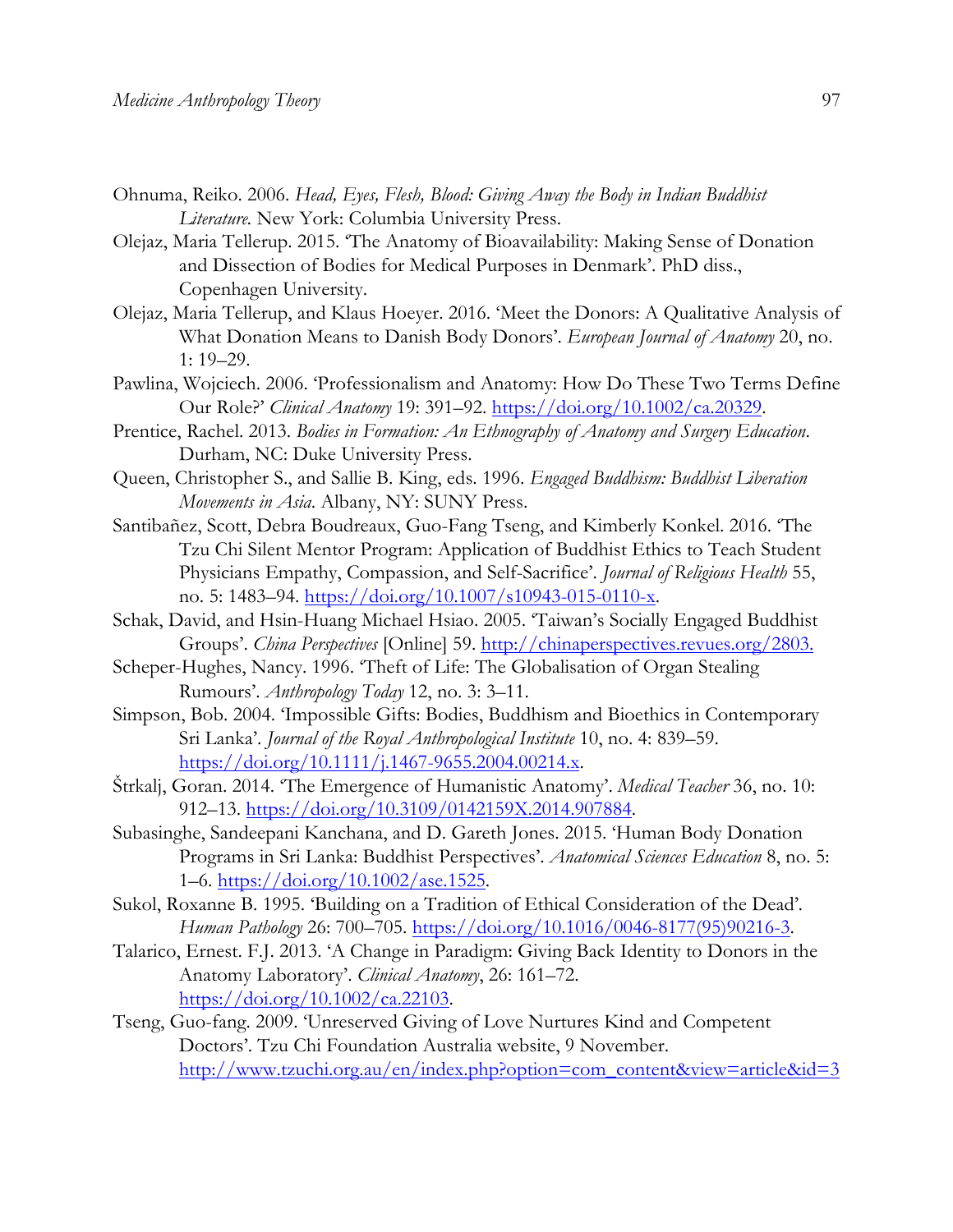Ohnuma, Reiko. 2006. *Head, Eyes, Flesh, Blood: Giving Away the Body in Indian Buddhist Literature*. New York: Columbia University Press.

Olejaz, Maria Tellerup. 2015. 'The Anatomy of Bioavailability: Making Sense of Donation and Dissection of Bodies for Medical Purposes in Denmark'. PhD diss., Copenhagen University.

Olejaz, Maria Tellerup, and Klaus Hoeyer. 2016. 'Meet the Donors: A Qualitative Analysis of What Donation Means to Danish Body Donors'. *European Journal of Anatomy* 20, no. 1: 19–29.

Pawlina, Wojciech. 2006. 'Professionalism and Anatomy: How Do These Two Terms Define Our Role?' *Clinical Anatomy* 19: 391–92. https://doi.org/10.1002/ca.20329.

Prentice, Rachel. 2013. *Bodies in Formation: An Ethnography of Anatomy and Surgery Education*. Durham, NC: Duke University Press.

Queen, Christopher S., and Sallie B. King, eds. 1996. *Engaged Buddhism: Buddhist Liberation Movements in Asia*. Albany, NY: SUNY Press.

Santibañez, Scott, Debra Boudreaux, Guo-Fang Tseng, and Kimberly Konkel. 2016. 'The Tzu Chi Silent Mentor Program: Application of Buddhist Ethics to Teach Student Physicians Empathy, Compassion, and Self-Sacrifice'. *Journal of Religious Health* 55, no. 5: 1483–94. https://doi.org/10.1007/s10943-015-0110-x.

Schak, David, and Hsin-Huang Michael Hsiao. 2005. 'Taiwan's Socially Engaged Buddhist Groups'. *China Perspectives* [Online] 59. http://chinaperspectives.revues.org/2803.

Scheper-Hughes, Nancy. 1996. 'Theft of Life: The Globalisation of Organ Stealing Rumours'. *Anthropology Today* 12, no. 3: 3–11.

Simpson, Bob. 2004. 'Impossible Gifts: Bodies, Buddhism and Bioethics in Contemporary Sri Lanka'. *Journal of the Royal Anthropological Institute* 10, no. 4: 839–59. https://doi.org/10.1111/j.1467-9655.2004.00214.x.

Štrkalj, Goran. 2014. 'The Emergence of Humanistic Anatomy'. *Medical Teacher* 36, no. 10: 912–13. https://doi.org/10.3109/0142159X.2014.907884.

Subasinghe, Sandeepani Kanchana, and D. Gareth Jones. 2015. 'Human Body Donation Programs in Sri Lanka: Buddhist Perspectives'. *Anatomical Sciences Education* 8, no. 5: 1–6. https://doi.org/10.1002/ase.1525.

Sukol, Roxanne B. 1995. 'Building on a Tradition of Ethical Consideration of the Dead'. *Human Pathology* 26: 700–705. https://doi.org/10.1016/0046-8177(95)90216-3.

Talarico, Ernest. F.J. 2013. 'A Change in Paradigm: Giving Back Identity to Donors in the Anatomy Laboratory'. *Clinical Anatomy*, 26: 161–72. https://doi.org/10.1002/ca.22103.

Tseng, Guo-fang. 2009. 'Unreserved Giving of Love Nurtures Kind and Competent Doctors'. Tzu Chi Foundation Australia website, 9 November. http://www.tzuchi.org.au/en/index.php?option=com_content&view=article&id=3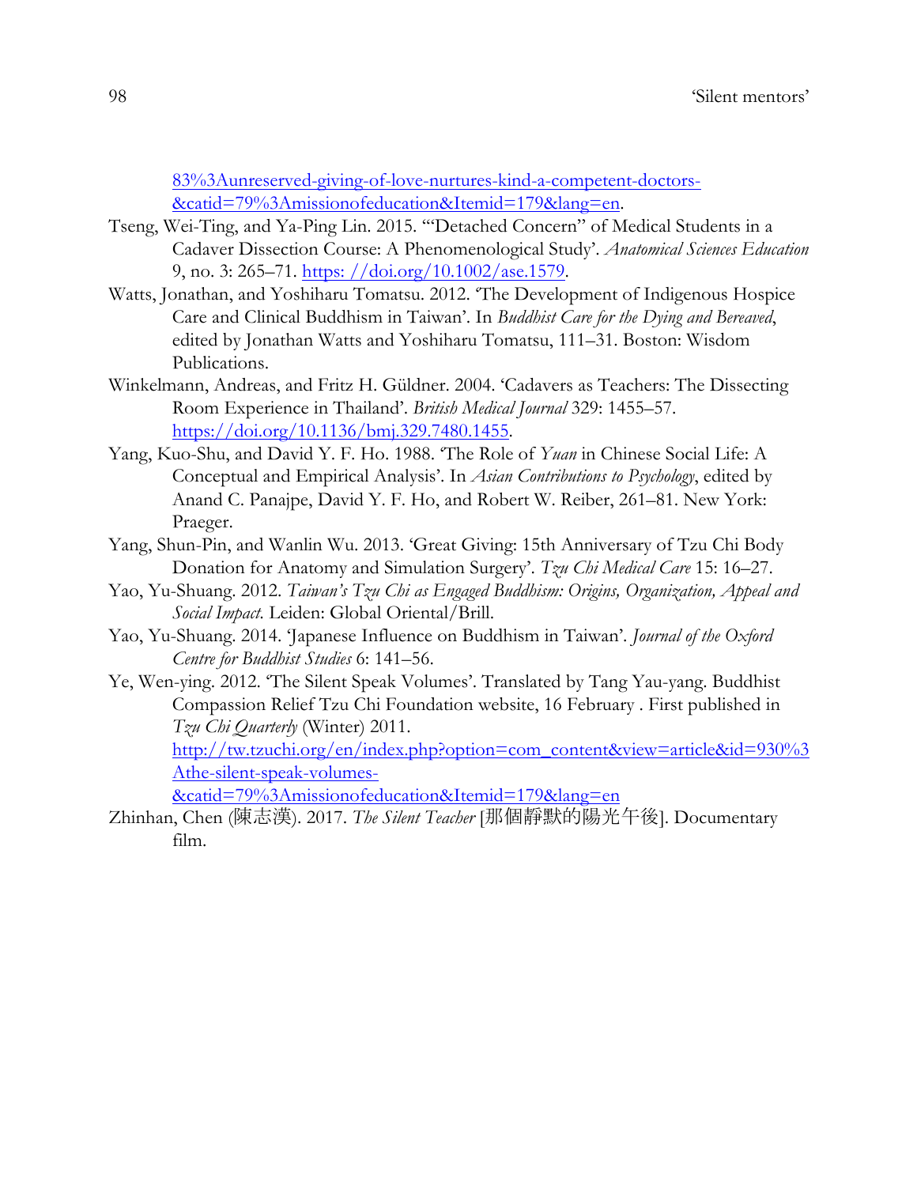83%3Aunreserved-giving-of-love-nurtures-kind-a-competent-doctors-&catid=79%3Amissionofeducation&Itemid=179&lang=en.

Tseng, Wei-Ting, and Ya-Ping Lin. 2015. '"Detached Concern" of Medical Students in a Cadaver Dissection Course: A Phenomenological Study'. *Anatomical Sciences Education* 9, no. 3: 265–71. https: //doi.org/10.1002/ase.1579.

Watts, Jonathan, and Yoshiharu Tomatsu. 2012. 'The Development of Indigenous Hospice Care and Clinical Buddhism in Taiwan'. In *Buddhist Care for the Dying and Bereaved*, edited by Jonathan Watts and Yoshiharu Tomatsu, 111–31. Boston: Wisdom Publications.

Winkelmann, Andreas, and Fritz H. Güldner. 2004. 'Cadavers as Teachers: The Dissecting Room Experience in Thailand'. *British Medical Journal* 329: 1455–57. https://doi.org/10.1136/bmj.329.7480.1455.

Yang, Kuo-Shu, and David Y. F. Ho. 1988. 'The Role of *Yuan* in Chinese Social Life: A Conceptual and Empirical Analysis'. In *Asian Contributions to Psychology*, edited by Anand C. Panajpe, David Y. F. Ho, and Robert W. Reiber, 261–81. New York: Praeger.

Yang, Shun-Pin, and Wanlin Wu. 2013. 'Great Giving: 15th Anniversary of Tzu Chi Body Donation for Anatomy and Simulation Surgery'. *Tzu Chi Medical Care* 15: 16–27.

Yao, Yu-Shuang. 2012. *Taiwan's Tzu Chi as Engaged Buddhism: Origins, Organization, Appeal and Social Impact.* Leiden: Global Oriental/Brill.

Yao, Yu-Shuang. 2014. 'Japanese Influence on Buddhism in Taiwan'. *Journal of the Oxford Centre for Buddhist Studies* 6: 141–56.

Ye, Wen-ying. 2012. 'The Silent Speak Volumes'. Translated by Tang Yau-yang. Buddhist Compassion Relief Tzu Chi Foundation website, 16 February . First published in *Tzu Chi Quarterly* (Winter) 2011. http://tw.tzuchi.org/en/index.php?option=com_content&view=article&id=930%3Athe-silent-speak-volumes-&catid=79%3Amissionofeducation&Itemid=179&lang=en

Zhinhan, Chen (陳志漢). 2017. *The Silent Teacher* [那個靜默的陽光午後]. Documentary film.